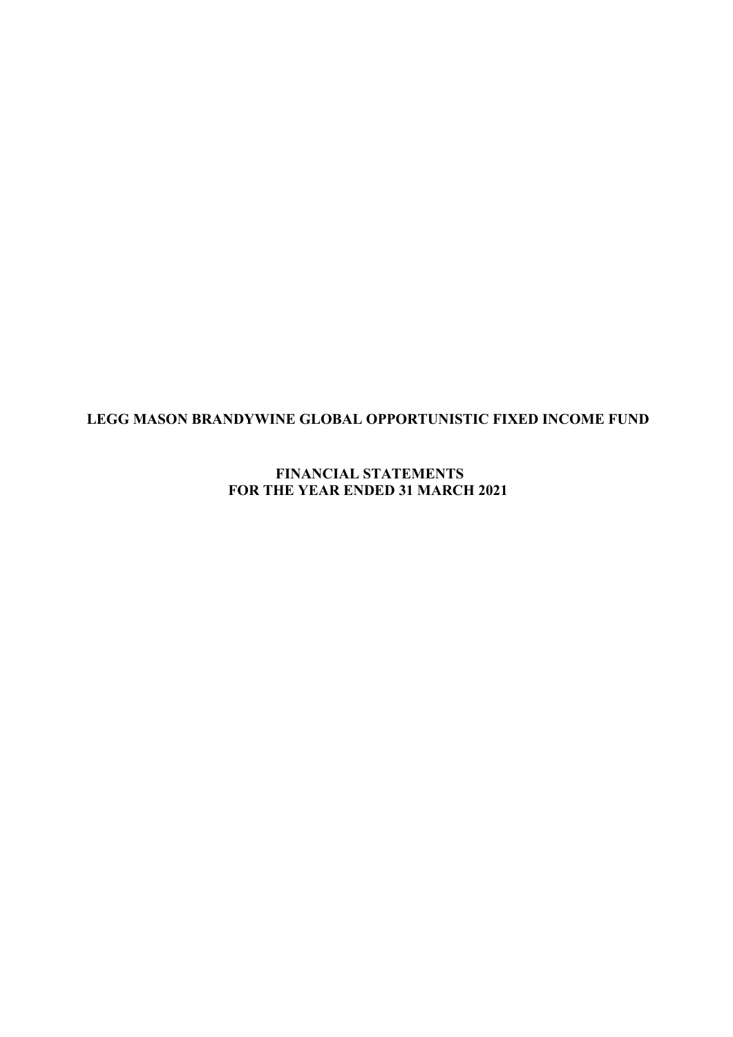# LEGG MASON BRANDYWINE GLOBAL OPPORTUNISTIC FIXED INCOME FUND

## FINANCIAL STATEMENTS
## FOR THE YEAR ENDED 31 MARCH 2021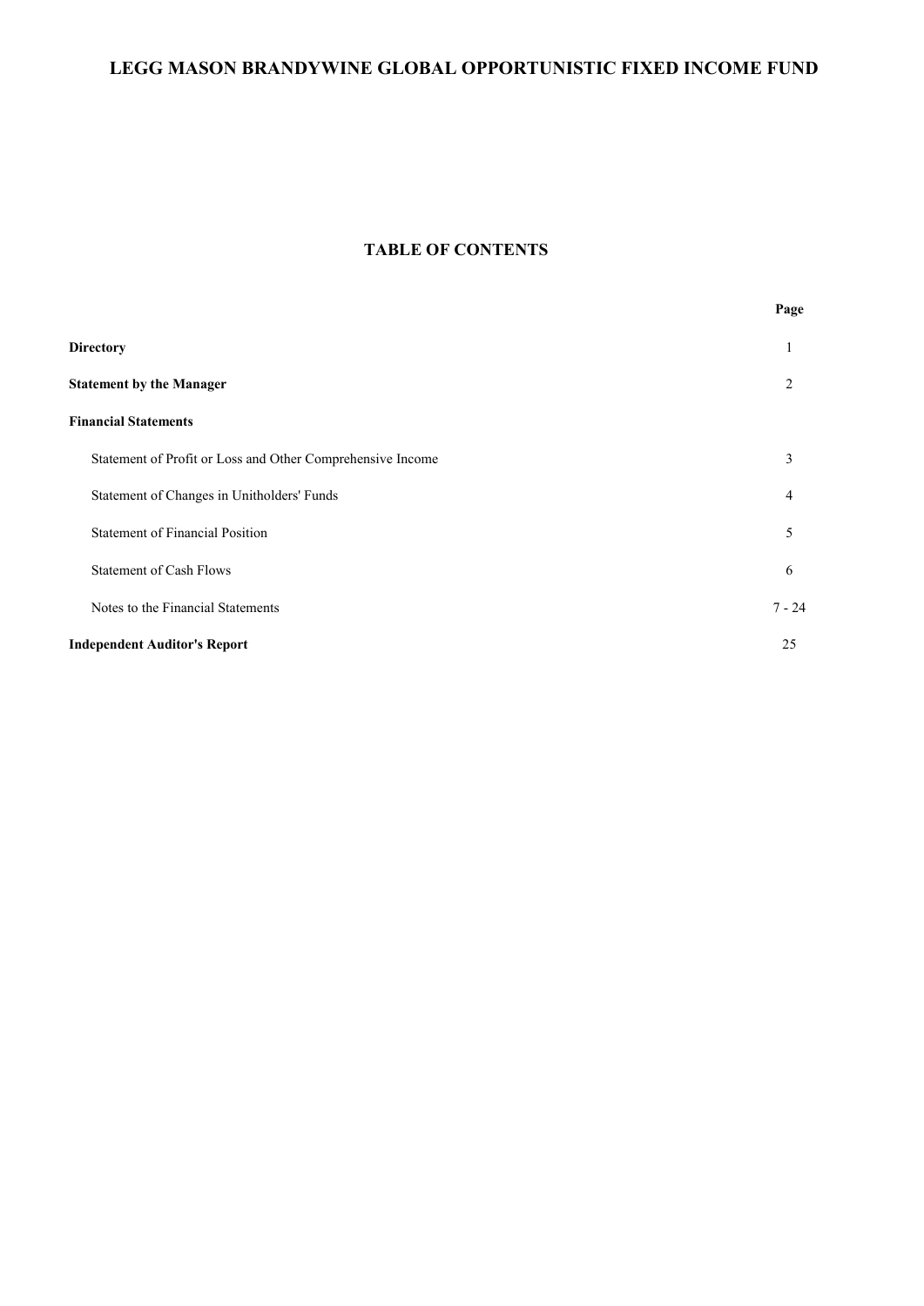# LEGG MASON BRANDYWINE GLOBAL OPPORTUNISTIC FIXED INCOME FUND

## TABLE OF CONTENTS

| | Page |
|---|---|
| **Directory** | 1 |
| **Statement by the Manager** | 2 |
| **Financial Statements** | |
| Statement of Profit or Loss and Other Comprehensive Income | 3 |
| Statement of Changes in Unitholders' Funds | 4 |
| Statement of Financial Position | 5 |
| Statement of Cash Flows | 6 |
| Notes to the Financial Statements | 7 - 24 |
| **Independent Auditor's Report** | 25 |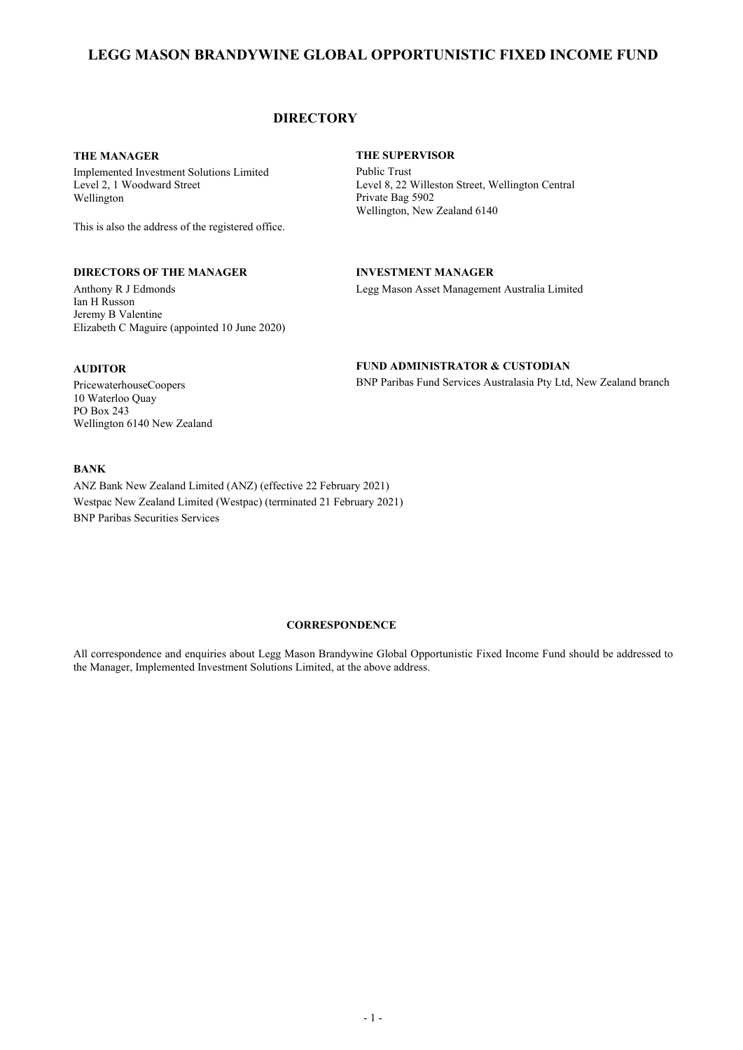# LEGG MASON BRANDYWINE GLOBAL OPPORTUNISTIC FIXED INCOME FUND

## DIRECTORY

**THE MANAGER**

Implemented Investment Solutions Limited
Level 2, 1 Woodward Street
Wellington

This is also the address of the registered office.

**THE SUPERVISOR**

Public Trust
Level 8, 22 Willeston Street, Wellington Central
Private Bag 5902
Wellington, New Zealand 6140

**DIRECTORS OF THE MANAGER**

Anthony R J Edmonds
Ian H Russon
Jeremy B Valentine
Elizabeth C Maguire (appointed 10 June 2020)

**INVESTMENT MANAGER**

Legg Mason Asset Management Australia Limited

**AUDITOR**

PricewaterhouseCoopers
10 Waterloo Quay
PO Box 243
Wellington 6140 New Zealand

**FUND ADMINISTRATOR & CUSTODIAN**

BNP Paribas Fund Services Australasia Pty Ltd, New Zealand branch

**BANK**

ANZ Bank New Zealand Limited (ANZ) (effective 22 February 2021)
Westpac New Zealand Limited (Westpac) (terminated 21 February 2021)
BNP Paribas Securities Services

**CORRESPONDENCE**

All correspondence and enquiries about Legg Mason Brandywine Global Opportunistic Fixed Income Fund should be addressed to the Manager, Implemented Investment Solutions Limited, at the above address.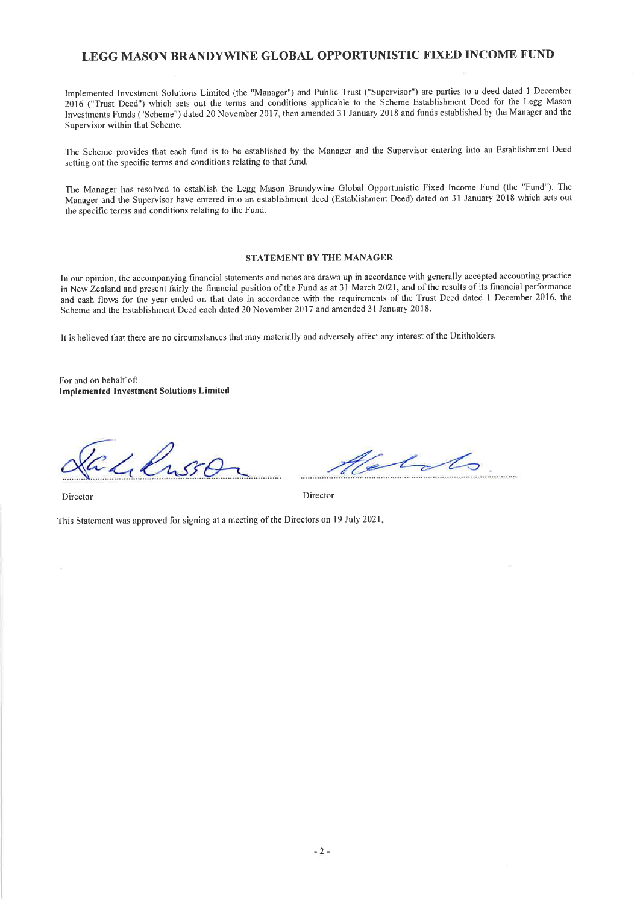# LEGG MASON BRANDYWINE GLOBAL OPPORTUNISTIC FIXED INCOME FUND

Implemented Investment Solutions Limited (the "Manager") and Public Trust ("Supervisor") are parties to a deed dated 1 December 2016 ("Trust Deed") which sets out the terms and conditions applicable to the Scheme Establishment Deed for the Legg Mason Investments Funds ("Scheme") dated 20 November 2017, then amended 31 January 2018 and funds established by the Manager and the Supervisor within that Scheme.

The Scheme provides that each fund is to be established by the Manager and the Supervisor entering into an Establishment Deed setting out the specific terms and conditions relating to that fund.

The Manager has resolved to establish the Legg Mason Brandywine Global Opportunistic Fixed Income Fund (the "Fund"). The Manager and the Supervisor have entered into an establishment deed (Establishment Deed) dated on 31 January 2018 which sets out the specific terms and conditions relating to the Fund.

## STATEMENT BY THE MANAGER

In our opinion, the accompanying financial statements and notes are drawn up in accordance with generally accepted accounting practice in New Zealand and present fairly the financial position of the Fund as at 31 March 2021, and of the results of its financial performance and cash flows for the year ended on that date in accordance with the requirements of the Trust Deed dated 1 December 2016, the Scheme and the Establishment Deed each dated 20 November 2017 and amended 31 January 2018.

It is believed that there are no circumstances that may materially and adversely affect any interest of the Unitholders.

For and on behalf of:
**Implemented Investment Solutions Limited**

| | |
|---|---|
| Director | Director |

This Statement was approved for signing at a meeting of the Directors on 19 July 2021.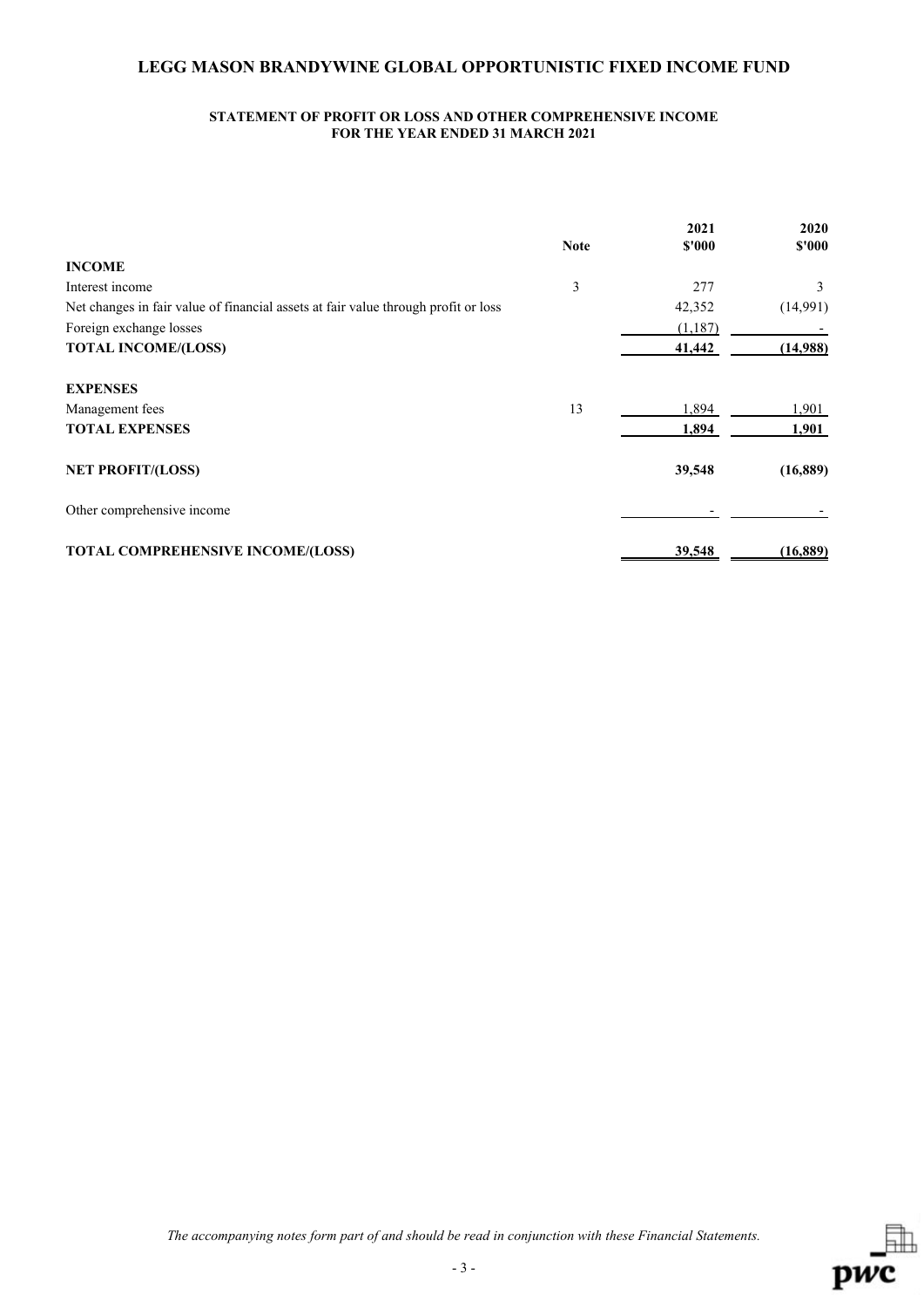# LEGG MASON BRANDYWINE GLOBAL OPPORTUNISTIC FIXED INCOME FUND

## STATEMENT OF PROFIT OR LOSS AND OTHER COMPREHENSIVE INCOME
## FOR THE YEAR ENDED 31 MARCH 2021

| | Note | 2021<br>$'000 | 2020<br>$'000 |
|---|---|---|---|
| **INCOME** | | | |
| Interest income | 3 | 277 | 3 |
| Net changes in fair value of financial assets at fair value through profit or loss | | 42,352 | (14,991) |
| Foreign exchange losses | | (1,187) | - |
| **TOTAL INCOME/(LOSS)** | | **41,442** | **(14,988)** |
| **EXPENSES** | | | |
| Management fees | 13 | 1,894 | 1,901 |
| **TOTAL EXPENSES** | | **1,894** | **1,901** |
| **NET PROFIT/(LOSS)** | | **39,548** | **(16,889)** |
| Other comprehensive income | | - | - |
| **TOTAL COMPREHENSIVE INCOME/(LOSS)** | | **39,548** | **(16,889)** |

*The accompanying notes form part of and should be read in conjunction with these Financial Statements.*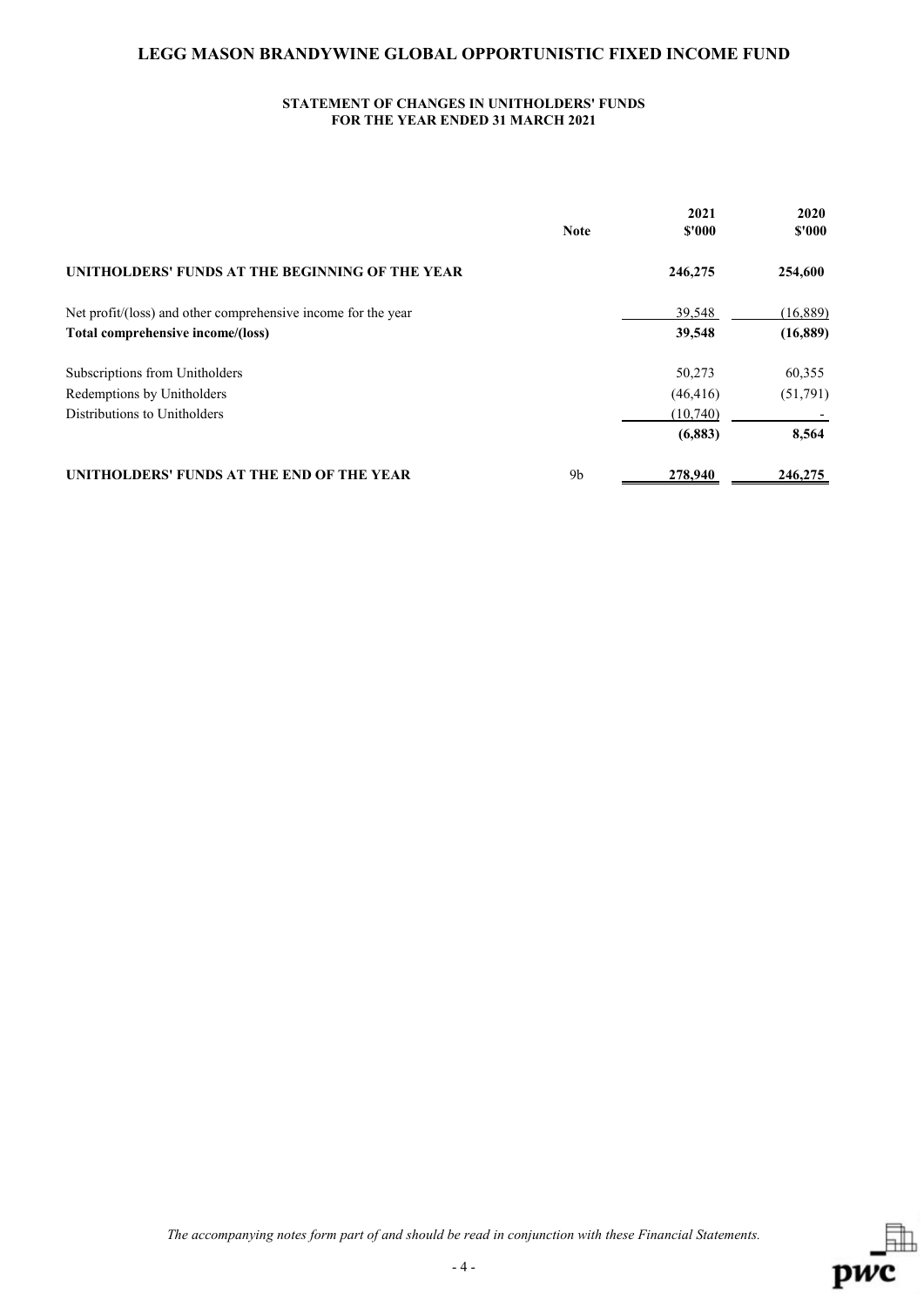# LEGG MASON BRANDYWINE GLOBAL OPPORTUNISTIC FIXED INCOME FUND

## STATEMENT OF CHANGES IN UNITHOLDERS' FUNDS FOR THE YEAR ENDED 31 MARCH 2021

| | Note | 2021 $'000 | 2020 $'000 |
|---|---|---|---|
| **UNITHOLDERS' FUNDS AT THE BEGINNING OF THE YEAR** | | **246,275** | **254,600** |
| Net profit/(loss) and other comprehensive income for the year | | 39,548 | (16,889) |
| **Total comprehensive income/(loss)** | | **39,548** | **(16,889)** |
| Subscriptions from Unitholders | | 50,273 | 60,355 |
| Redemptions by Unitholders | | (46,416) | (51,791) |
| Distributions to Unitholders | | (10,740) | - |
| | | **(6,883)** | **8,564** |
| **UNITHOLDERS' FUNDS AT THE END OF THE YEAR** | 9b | **278,940** | **246,275** |

*The accompanying notes form part of and should be read in conjunction with these Financial Statements.*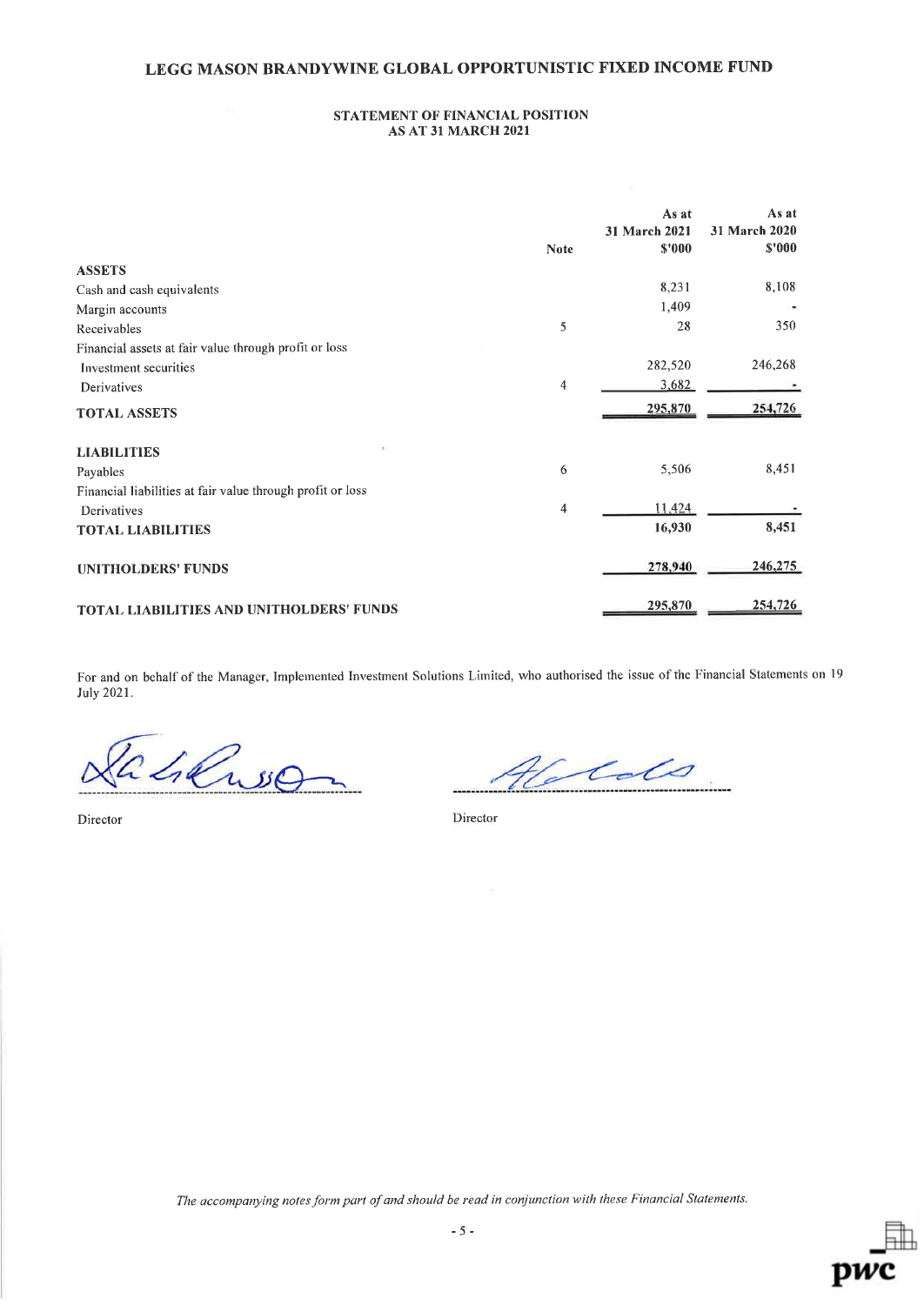# LEGG MASON BRANDYWINE GLOBAL OPPORTUNISTIC FIXED INCOME FUND

## STATEMENT OF FINANCIAL POSITION
## AS AT 31 MARCH 2021

| | Note | As at 31 March 2021 $'000 | As at 31 March 2020 $'000 |
|---|---|---|---|
| **ASSETS** | | | |
| Cash and cash equivalents | | 8,231 | 8,108 |
| Margin accounts | | 1,409 | - |
| Receivables | 5 | 28 | 350 |
| Financial assets at fair value through profit or loss | | | |
| Investment securities | | 282,520 | 246,268 |
| Derivatives | 4 | 3,682 | - |
| **TOTAL ASSETS** | | 295,870 | 254,726 |
| | | | |
| **LIABILITIES** | | | |
| Payables | 6 | 5,506 | 8,451 |
| Financial liabilities at fair value through profit or loss | | | |
| Derivatives | 4 | 11,424 | - |
| **TOTAL LIABILITIES** | | **16,930** | **8,451** |
| | | | |
| **UNITHOLDERS' FUNDS** | | 278,940 | 246,275 |
| | | | |
| **TOTAL LIABILITIES AND UNITHOLDERS' FUNDS** | | 295,870 | 254,726 |

For and on behalf of the Manager, Implemented Investment Solutions Limited, who authorised the issue of the Financial Statements on 19 July 2021.

Director

Director

*The accompanying notes form part of and should be read in conjunction with these Financial Statements.*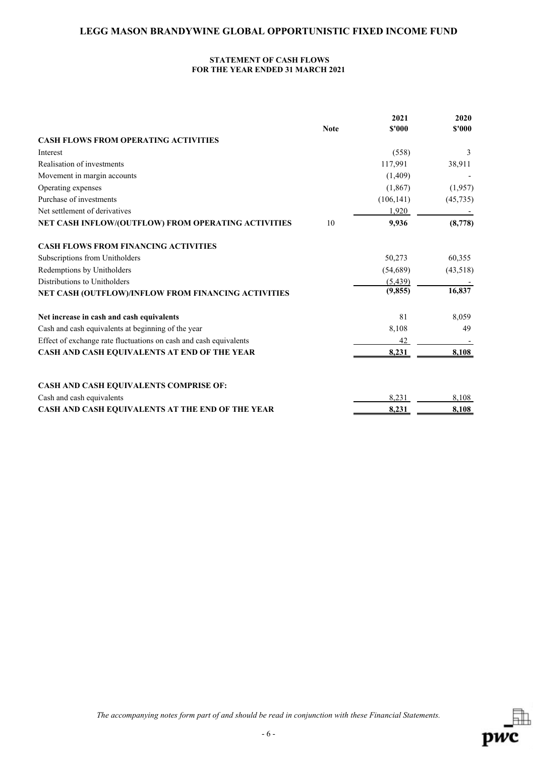# LEGG MASON BRANDYWINE GLOBAL OPPORTUNISTIC FIXED INCOME FUND

## STATEMENT OF CASH FLOWS
## FOR THE YEAR ENDED 31 MARCH 2021

| | Note | 2021<br>$'000 | 2020<br>$'000 |
|---|---|---|---|
| **CASH FLOWS FROM OPERATING ACTIVITIES** | | | |
| Interest | | (558) | 3 |
| Realisation of investments | | 117,991 | 38,911 |
| Movement in margin accounts | | (1,409) | - |
| Operating expenses | | (1,867) | (1,957) |
| Purchase of investments | | (106,141) | (45,735) |
| Net settlement of derivatives | | 1,920 | - |
| **NET CASH INFLOW/(OUTFLOW) FROM OPERATING ACTIVITIES** | 10 | **9,936** | **(8,778)** |
| | | | |
| **CASH FLOWS FROM FINANCING ACTIVITIES** | | | |
| Subscriptions from Unitholders | | 50,273 | 60,355 |
| Redemptions by Unitholders | | (54,689) | (43,518) |
| Distributions to Unitholders | | (5,439) | - |
| **NET CASH (OUTFLOW)/INFLOW FROM FINANCING ACTIVITIES** | | **(9,855)** | **16,837** |
| | | | |
| **Net increase in cash and cash equivalents** | | 81 | 8,059 |
| Cash and cash equivalents at beginning of the year | | 8,108 | 49 |
| Effect of exchange rate fluctuations on cash and cash equivalents | | 42 | - |
| **CASH AND CASH EQUIVALENTS AT END OF THE YEAR** | | **8,231** | **8,108** |
| | | | |
| **CASH AND CASH EQUIVALENTS COMPRISE OF:** | | | |
| Cash and cash equivalents | | 8,231 | 8,108 |
| **CASH AND CASH EQUIVALENTS AT THE END OF THE YEAR** | | **8,231** | **8,108** |

*The accompanying notes form part of and should be read in conjunction with these Financial Statements.*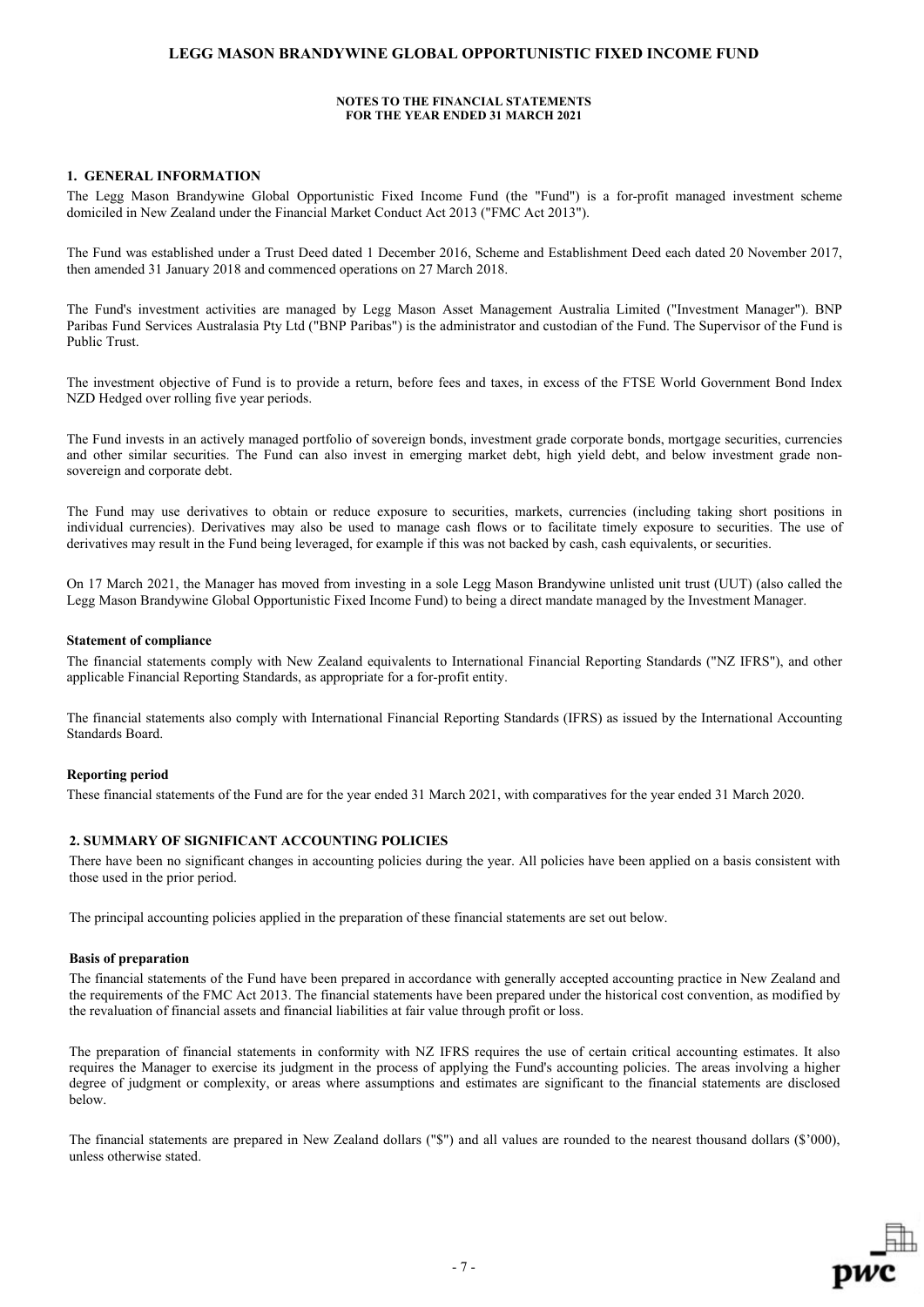# LEGG MASON BRANDYWINE GLOBAL OPPORTUNISTIC FIXED INCOME FUND

**NOTES TO THE FINANCIAL STATEMENTS**
**FOR THE YEAR ENDED 31 MARCH 2021**

## 1. GENERAL INFORMATION

The Legg Mason Brandywine Global Opportunistic Fixed Income Fund (the "Fund") is a for-profit managed investment scheme domiciled in New Zealand under the Financial Market Conduct Act 2013 ("FMC Act 2013").

The Fund was established under a Trust Deed dated 1 December 2016, Scheme and Establishment Deed each dated 20 November 2017, then amended 31 January 2018 and commenced operations on 27 March 2018.

The Fund's investment activities are managed by Legg Mason Asset Management Australia Limited ("Investment Manager"). BNP Paribas Fund Services Australasia Pty Ltd ("BNP Paribas") is the administrator and custodian of the Fund. The Supervisor of the Fund is Public Trust.

The investment objective of Fund is to provide a return, before fees and taxes, in excess of the FTSE World Government Bond Index NZD Hedged over rolling five year periods.

The Fund invests in an actively managed portfolio of sovereign bonds, investment grade corporate bonds, mortgage securities, currencies and other similar securities. The Fund can also invest in emerging market debt, high yield debt, and below investment grade non-sovereign and corporate debt.

The Fund may use derivatives to obtain or reduce exposure to securities, markets, currencies (including taking short positions in individual currencies). Derivatives may also be used to manage cash flows or to facilitate timely exposure to securities. The use of derivatives may result in the Fund being leveraged, for example if this was not backed by cash, cash equivalents, or securities.

On 17 March 2021, the Manager has moved from investing in a sole Legg Mason Brandywine unlisted unit trust (UUT) (also called the Legg Mason Brandywine Global Opportunistic Fixed Income Fund) to being a direct mandate managed by the Investment Manager.

### Statement of compliance

The financial statements comply with New Zealand equivalents to International Financial Reporting Standards ("NZ IFRS"), and other applicable Financial Reporting Standards, as appropriate for a for-profit entity.

The financial statements also comply with International Financial Reporting Standards (IFRS) as issued by the International Accounting Standards Board.

### Reporting period

These financial statements of the Fund are for the year ended 31 March 2021, with comparatives for the year ended 31 March 2020.

## 2. SUMMARY OF SIGNIFICANT ACCOUNTING POLICIES

There have been no significant changes in accounting policies during the year. All policies have been applied on a basis consistent with those used in the prior period.

The principal accounting policies applied in the preparation of these financial statements are set out below.

### Basis of preparation

The financial statements of the Fund have been prepared in accordance with generally accepted accounting practice in New Zealand and the requirements of the FMC Act 2013. The financial statements have been prepared under the historical cost convention, as modified by the revaluation of financial assets and financial liabilities at fair value through profit or loss.

The preparation of financial statements in conformity with NZ IFRS requires the use of certain critical accounting estimates. It also requires the Manager to exercise its judgment in the process of applying the Fund's accounting policies. The areas involving a higher degree of judgment or complexity, or areas where assumptions and estimates are significant to the financial statements are disclosed below.

The financial statements are prepared in New Zealand dollars ("$") and all values are rounded to the nearest thousand dollars ($'000), unless otherwise stated.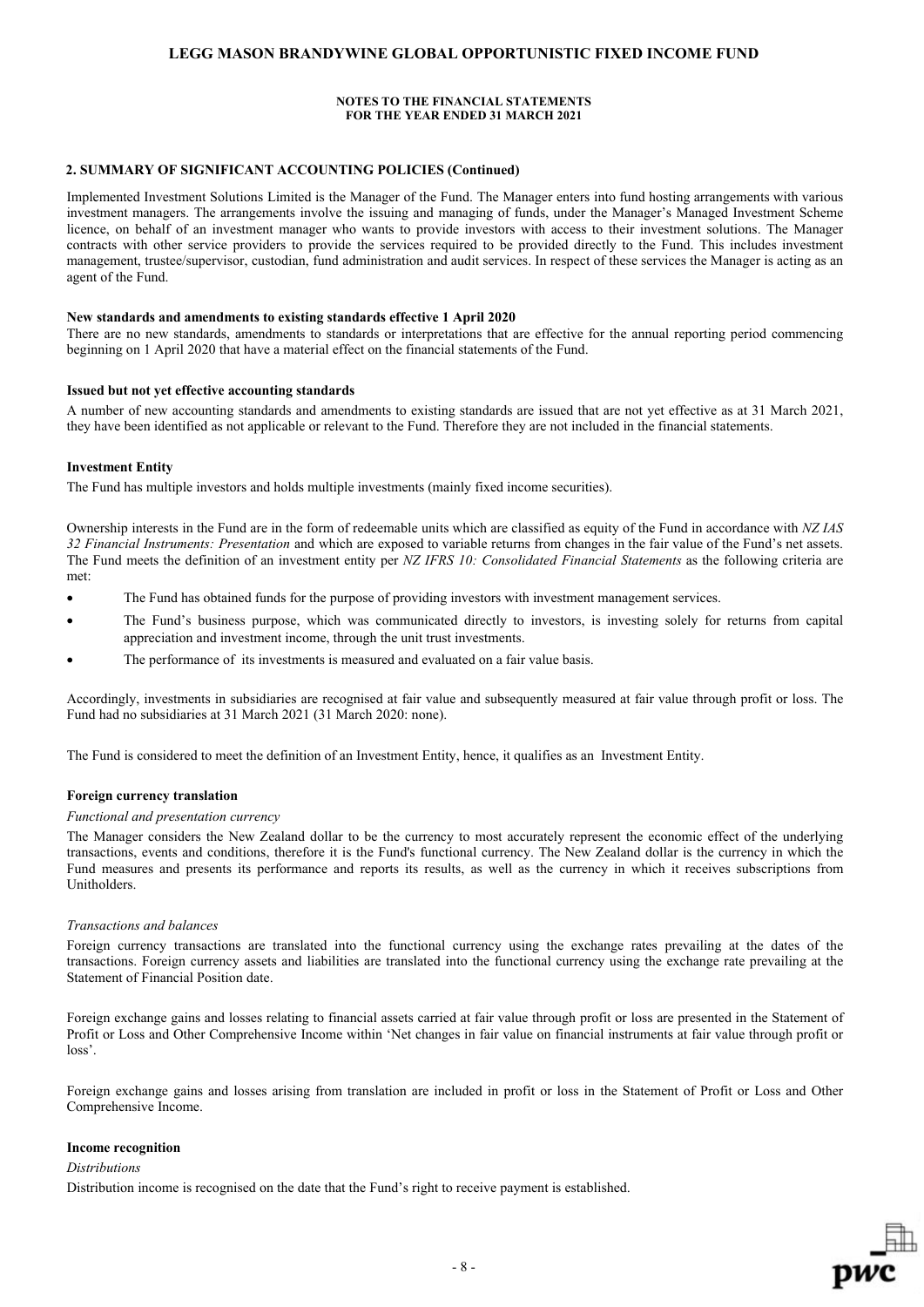**NOTES TO THE FINANCIAL STATEMENTS**
**FOR THE YEAR ENDED 31 MARCH 2021**

## 2. SUMMARY OF SIGNIFICANT ACCOUNTING POLICIES (Continued)

Implemented Investment Solutions Limited is the Manager of the Fund. The Manager enters into fund hosting arrangements with various investment managers. The arrangements involve the issuing and managing of funds, under the Manager's Managed Investment Scheme licence, on behalf of an investment manager who wants to provide investors with access to their investment solutions. The Manager contracts with other service providers to provide the services required to be provided directly to the Fund. This includes investment management, trustee/supervisor, custodian, fund administration and audit services. In respect of these services the Manager is acting as an agent of the Fund.

**New standards and amendments to existing standards effective 1 April 2020**

There are no new standards, amendments to standards or interpretations that are effective for the annual reporting period commencing beginning on 1 April 2020 that have a material effect on the financial statements of the Fund.

**Issued but not yet effective accounting standards**

A number of new accounting standards and amendments to existing standards are issued that are not yet effective as at 31 March 2021, they have been identified as not applicable or relevant to the Fund. Therefore they are not included in the financial statements.

**Investment Entity**

The Fund has multiple investors and holds multiple investments (mainly fixed income securities).

Ownership interests in the Fund are in the form of redeemable units which are classified as equity of the Fund in accordance with *NZ IAS 32 Financial Instruments: Presentation* and which are exposed to variable returns from changes in the fair value of the Fund's net assets. The Fund meets the definition of an investment entity per *NZ IFRS 10: Consolidated Financial Statements* as the following criteria are met:

- The Fund has obtained funds for the purpose of providing investors with investment management services.
- The Fund's business purpose, which was communicated directly to investors, is investing solely for returns from capital appreciation and investment income, through the unit trust investments.
- The performance of its investments is measured and evaluated on a fair value basis.

Accordingly, investments in subsidiaries are recognised at fair value and subsequently measured at fair value through profit or loss. The Fund had no subsidiaries at 31 March 2021 (31 March 2020: none).

The Fund is considered to meet the definition of an Investment Entity, hence, it qualifies as an Investment Entity.

**Foreign currency translation**

*Functional and presentation currency*

The Manager considers the New Zealand dollar to be the currency to most accurately represent the economic effect of the underlying transactions, events and conditions, therefore it is the Fund's functional currency. The New Zealand dollar is the currency in which the Fund measures and presents its performance and reports its results, as well as the currency in which it receives subscriptions from Unitholders.

*Transactions and balances*

Foreign currency transactions are translated into the functional currency using the exchange rates prevailing at the dates of the transactions. Foreign currency assets and liabilities are translated into the functional currency using the exchange rate prevailing at the Statement of Financial Position date.

Foreign exchange gains and losses relating to financial assets carried at fair value through profit or loss are presented in the Statement of Profit or Loss and Other Comprehensive Income within 'Net changes in fair value on financial instruments at fair value through profit or loss'.

Foreign exchange gains and losses arising from translation are included in profit or loss in the Statement of Profit or Loss and Other Comprehensive Income.

**Income recognition**

*Distributions*

Distribution income is recognised on the date that the Fund's right to receive payment is established.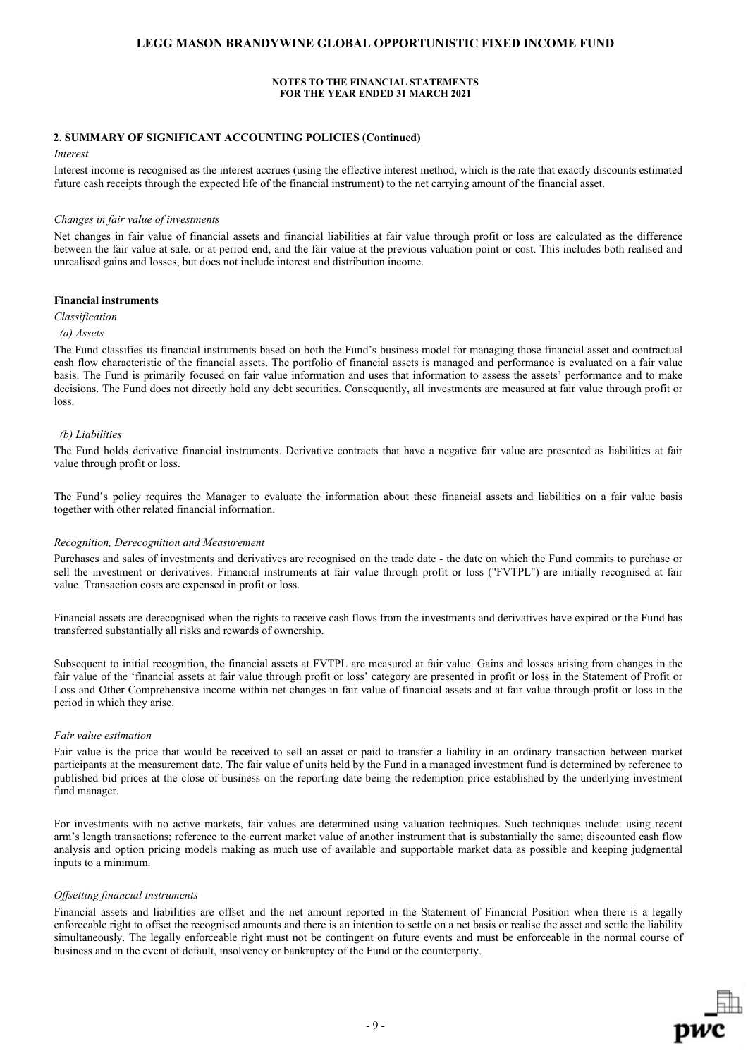## 2. SUMMARY OF SIGNIFICANT ACCOUNTING POLICIES (Continued)

*Interest*

Interest income is recognised as the interest accrues (using the effective interest method, which is the rate that exactly discounts estimated future cash receipts through the expected life of the financial instrument) to the net carrying amount of the financial asset.

*Changes in fair value of investments*

Net changes in fair value of financial assets and financial liabilities at fair value through profit or loss are calculated as the difference between the fair value at sale, or at period end, and the fair value at the previous valuation point or cost. This includes both realised and unrealised gains and losses, but does not include interest and distribution income.

**Financial instruments**

*Classification*

*(a) Assets*

The Fund classifies its financial instruments based on both the Fund's business model for managing those financial asset and contractual cash flow characteristic of the financial assets. The portfolio of financial assets is managed and performance is evaluated on a fair value basis. The Fund is primarily focused on fair value information and uses that information to assess the assets' performance and to make decisions. The Fund does not directly hold any debt securities. Consequently, all investments are measured at fair value through profit or loss.

*(b) Liabilities*

The Fund holds derivative financial instruments. Derivative contracts that have a negative fair value are presented as liabilities at fair value through profit or loss.

The Fund's policy requires the Manager to evaluate the information about these financial assets and liabilities on a fair value basis together with other related financial information.

*Recognition, Derecognition and Measurement*

Purchases and sales of investments and derivatives are recognised on the trade date - the date on which the Fund commits to purchase or sell the investment or derivatives. Financial instruments at fair value through profit or loss ("FVTPL") are initially recognised at fair value. Transaction costs are expensed in profit or loss.

Financial assets are derecognised when the rights to receive cash flows from the investments and derivatives have expired or the Fund has transferred substantially all risks and rewards of ownership.

Subsequent to initial recognition, the financial assets at FVTPL are measured at fair value. Gains and losses arising from changes in the fair value of the 'financial assets at fair value through profit or loss' category are presented in profit or loss in the Statement of Profit or Loss and Other Comprehensive income within net changes in fair value of financial assets and at fair value through profit or loss in the period in which they arise.

*Fair value estimation*

Fair value is the price that would be received to sell an asset or paid to transfer a liability in an ordinary transaction between market participants at the measurement date. The fair value of units held by the Fund in a managed investment fund is determined by reference to published bid prices at the close of business on the reporting date being the redemption price established by the underlying investment fund manager.

For investments with no active markets, fair values are determined using valuation techniques. Such techniques include: using recent arm's length transactions; reference to the current market value of another instrument that is substantially the same; discounted cash flow analysis and option pricing models making as much use of available and supportable market data as possible and keeping judgmental inputs to a minimum.

*Offsetting financial instruments*

Financial assets and liabilities are offset and the net amount reported in the Statement of Financial Position when there is a legally enforceable right to offset the recognised amounts and there is an intention to settle on a net basis or realise the asset and settle the liability simultaneously. The legally enforceable right must not be contingent on future events and must be enforceable in the normal course of business and in the event of default, insolvency or bankruptcy of the Fund or the counterparty.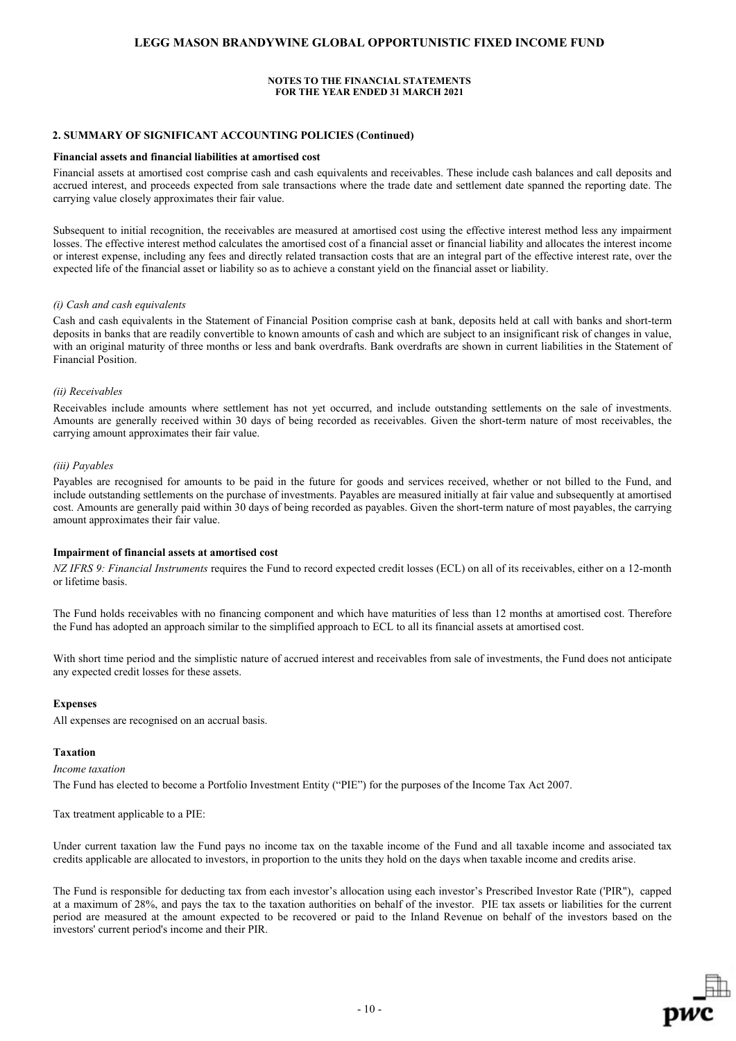## 2. SUMMARY OF SIGNIFICANT ACCOUNTING POLICIES (Continued)

### Financial assets and financial liabilities at amortised cost

Financial assets at amortised cost comprise cash and cash equivalents and receivables. These include cash balances and call deposits and accrued interest, and proceeds expected from sale transactions where the trade date and settlement date spanned the reporting date. The carrying value closely approximates their fair value.

Subsequent to initial recognition, the receivables are measured at amortised cost using the effective interest method less any impairment losses. The effective interest method calculates the amortised cost of a financial asset or financial liability and allocates the interest income or interest expense, including any fees and directly related transaction costs that are an integral part of the effective interest rate, over the expected life of the financial asset or liability so as to achieve a constant yield on the financial asset or liability.

*(i) Cash and cash equivalents*

Cash and cash equivalents in the Statement of Financial Position comprise cash at bank, deposits held at call with banks and short-term deposits in banks that are readily convertible to known amounts of cash and which are subject to an insignificant risk of changes in value, with an original maturity of three months or less and bank overdrafts. Bank overdrafts are shown in current liabilities in the Statement of Financial Position.

*(ii) Receivables*

Receivables include amounts where settlement has not yet occurred, and include outstanding settlements on the sale of investments. Amounts are generally received within 30 days of being recorded as receivables. Given the short-term nature of most receivables, the carrying amount approximates their fair value.

*(iii) Payables*

Payables are recognised for amounts to be paid in the future for goods and services received, whether or not billed to the Fund, and include outstanding settlements on the purchase of investments. Payables are measured initially at fair value and subsequently at amortised cost. Amounts are generally paid within 30 days of being recorded as payables. Given the short-term nature of most payables, the carrying amount approximates their fair value.

### Impairment of financial assets at amortised cost

*NZ IFRS 9: Financial Instruments* requires the Fund to record expected credit losses (ECL) on all of its receivables, either on a 12-month or lifetime basis.

The Fund holds receivables with no financing component and which have maturities of less than 12 months at amortised cost. Therefore the Fund has adopted an approach similar to the simplified approach to ECL to all its financial assets at amortised cost.

With short time period and the simplistic nature of accrued interest and receivables from sale of investments, the Fund does not anticipate any expected credit losses for these assets.

### Expenses

All expenses are recognised on an accrual basis.

### Taxation

*Income taxation*

The Fund has elected to become a Portfolio Investment Entity ("PIE") for the purposes of the Income Tax Act 2007.

Tax treatment applicable to a PIE:

Under current taxation law the Fund pays no income tax on the taxable income of the Fund and all taxable income and associated tax credits applicable are allocated to investors, in proportion to the units they hold on the days when taxable income and credits arise.

The Fund is responsible for deducting tax from each investor's allocation using each investor's Prescribed Investor Rate ('PIR"), capped at a maximum of 28%, and pays the tax to the taxation authorities on behalf of the investor. PIE tax assets or liabilities for the current period are measured at the amount expected to be recovered or paid to the Inland Revenue on behalf of the investors based on the investors' current period's income and their PIR.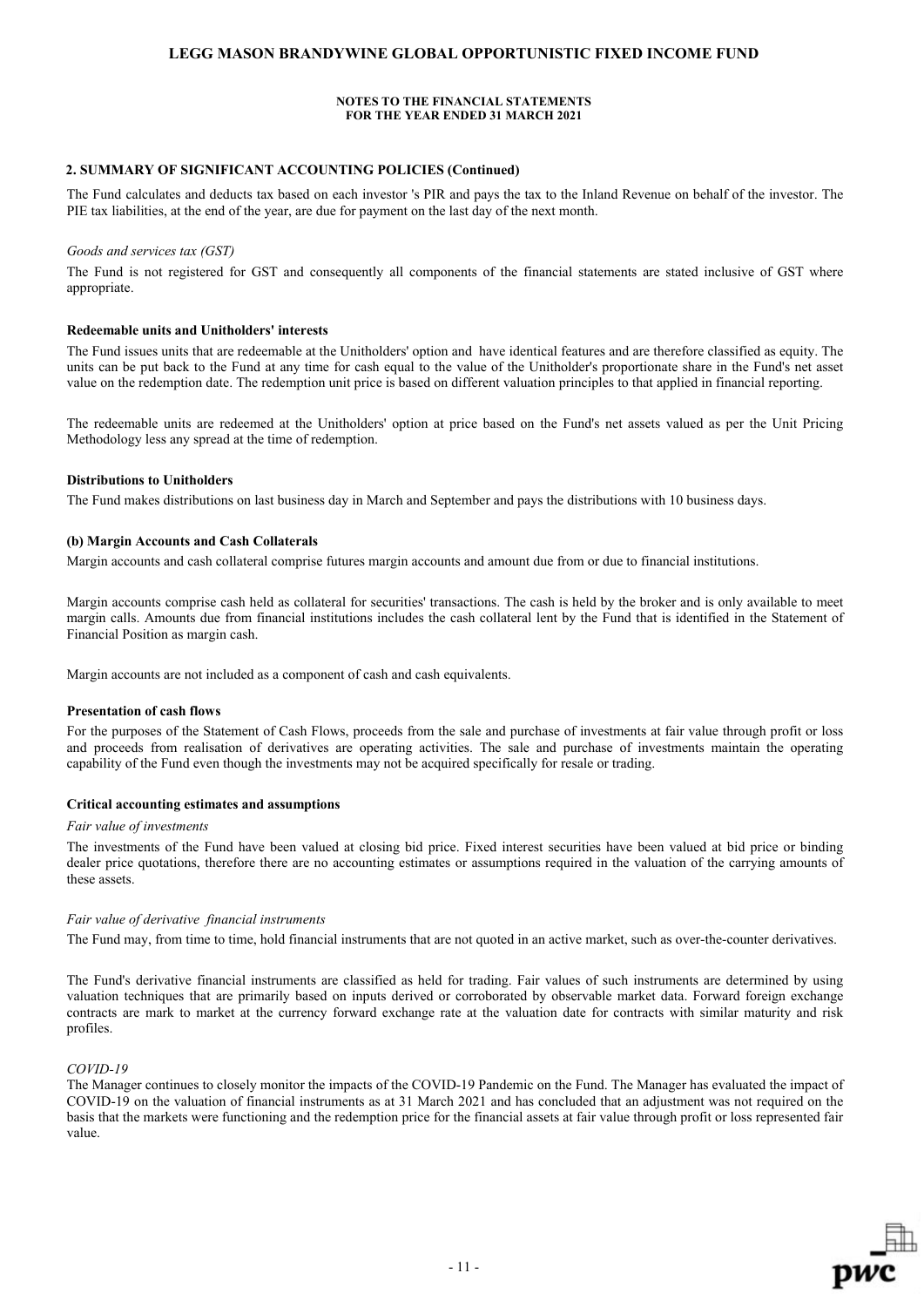**2. SUMMARY OF SIGNIFICANT ACCOUNTING POLICIES (Continued)**

The Fund calculates and deducts tax based on each investor 's PIR and pays the tax to the Inland Revenue on behalf of the investor. The PIE tax liabilities, at the end of the year, are due for payment on the last day of the next month.

*Goods and services tax (GST)*

The Fund is not registered for GST and consequently all components of the financial statements are stated inclusive of GST where appropriate.

**Redeemable units and Unitholders' interests**

The Fund issues units that are redeemable at the Unitholders' option and have identical features and are therefore classified as equity. The units can be put back to the Fund at any time for cash equal to the value of the Unitholder's proportionate share in the Fund's net asset value on the redemption date. The redemption unit price is based on different valuation principles to that applied in financial reporting.

The redeemable units are redeemed at the Unitholders' option at price based on the Fund's net assets valued as per the Unit Pricing Methodology less any spread at the time of redemption.

**Distributions to Unitholders**

The Fund makes distributions on last business day in March and September and pays the distributions with 10 business days.

**(b) Margin Accounts and Cash Collaterals**

Margin accounts and cash collateral comprise futures margin accounts and amount due from or due to financial institutions.

Margin accounts comprise cash held as collateral for securities' transactions. The cash is held by the broker and is only available to meet margin calls. Amounts due from financial institutions includes the cash collateral lent by the Fund that is identified in the Statement of Financial Position as margin cash.

Margin accounts are not included as a component of cash and cash equivalents.

**Presentation of cash flows**

For the purposes of the Statement of Cash Flows, proceeds from the sale and purchase of investments at fair value through profit or loss and proceeds from realisation of derivatives are operating activities. The sale and purchase of investments maintain the operating capability of the Fund even though the investments may not be acquired specifically for resale or trading.

**Critical accounting estimates and assumptions**

*Fair value of investments*

The investments of the Fund have been valued at closing bid price. Fixed interest securities have been valued at bid price or binding dealer price quotations, therefore there are no accounting estimates or assumptions required in the valuation of the carrying amounts of these assets.

*Fair value of derivative financial instruments*

The Fund may, from time to time, hold financial instruments that are not quoted in an active market, such as over-the-counter derivatives.

The Fund's derivative financial instruments are classified as held for trading. Fair values of such instruments are determined by using valuation techniques that are primarily based on inputs derived or corroborated by observable market data. Forward foreign exchange contracts are mark to market at the currency forward exchange rate at the valuation date for contracts with similar maturity and risk profiles.

*COVID-19*

The Manager continues to closely monitor the impacts of the COVID-19 Pandemic on the Fund. The Manager has evaluated the impact of COVID-19 on the valuation of financial instruments as at 31 March 2021 and has concluded that an adjustment was not required on the basis that the markets were functioning and the redemption price for the financial assets at fair value through profit or loss represented fair value.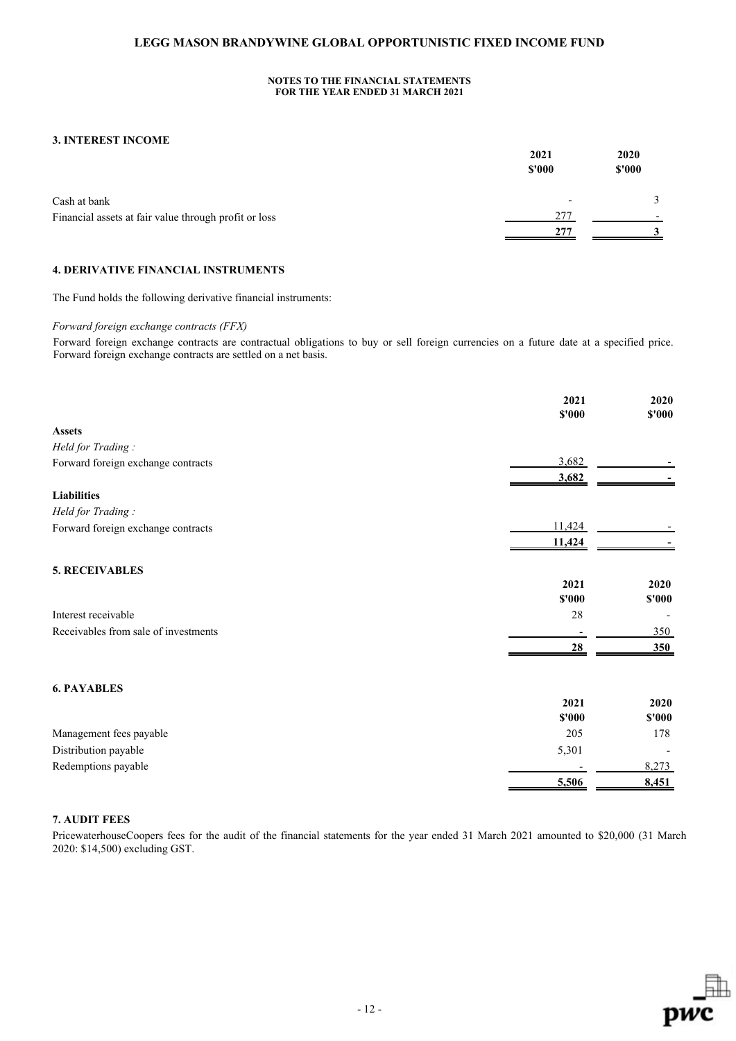# LEGG MASON BRANDYWINE GLOBAL OPPORTUNISTIC FIXED INCOME FUND

**NOTES TO THE FINANCIAL STATEMENTS**
**FOR THE YEAR ENDED 31 MARCH 2021**

## 3. INTEREST INCOME

| | 2021<br>$'000 | 2020<br>$'000 |
|---|---|---|
| Cash at bank | - | 3 |
| Financial assets at fair value through profit or loss | 277 | - |
| | **277** | **3** |

## 4. DERIVATIVE FINANCIAL INSTRUMENTS

The Fund holds the following derivative financial instruments:

*Forward foreign exchange contracts (FFX)*

Forward foreign exchange contracts are contractual obligations to buy or sell foreign currencies on a future date at a specified price. Forward foreign exchange contracts are settled on a net basis.

| | 2021<br>$'000 | 2020<br>$'000 |
|---|---|---|
| **Assets** | | |
| *Held for Trading :* | | |
| Forward foreign exchange contracts | 3,682 | - |
| | **3,682** | **-** |
| **Liabilities** | | |
| *Held for Trading :* | | |
| Forward foreign exchange contracts | 11,424 | - |
| | **11,424** | **-** |

## 5. RECEIVABLES

| | 2021<br>$'000 | 2020<br>$'000 |
|---|---|---|
| Interest receivable | 28 | - |
| Receivables from sale of investments | - | 350 |
| | **28** | **350** |

## 6. PAYABLES

| | 2021<br>$'000 | 2020<br>$'000 |
|---|---|---|
| Management fees payable | 205 | 178 |
| Distribution payable | 5,301 | - |
| Redemptions payable | - | 8,273 |
| | **5,506** | **8,451** |

## 7. AUDIT FEES

PricewaterhouseCoopers fees for the audit of the financial statements for the year ended 31 March 2021 amounted to $20,000 (31 March 2020: $14,500) excluding GST.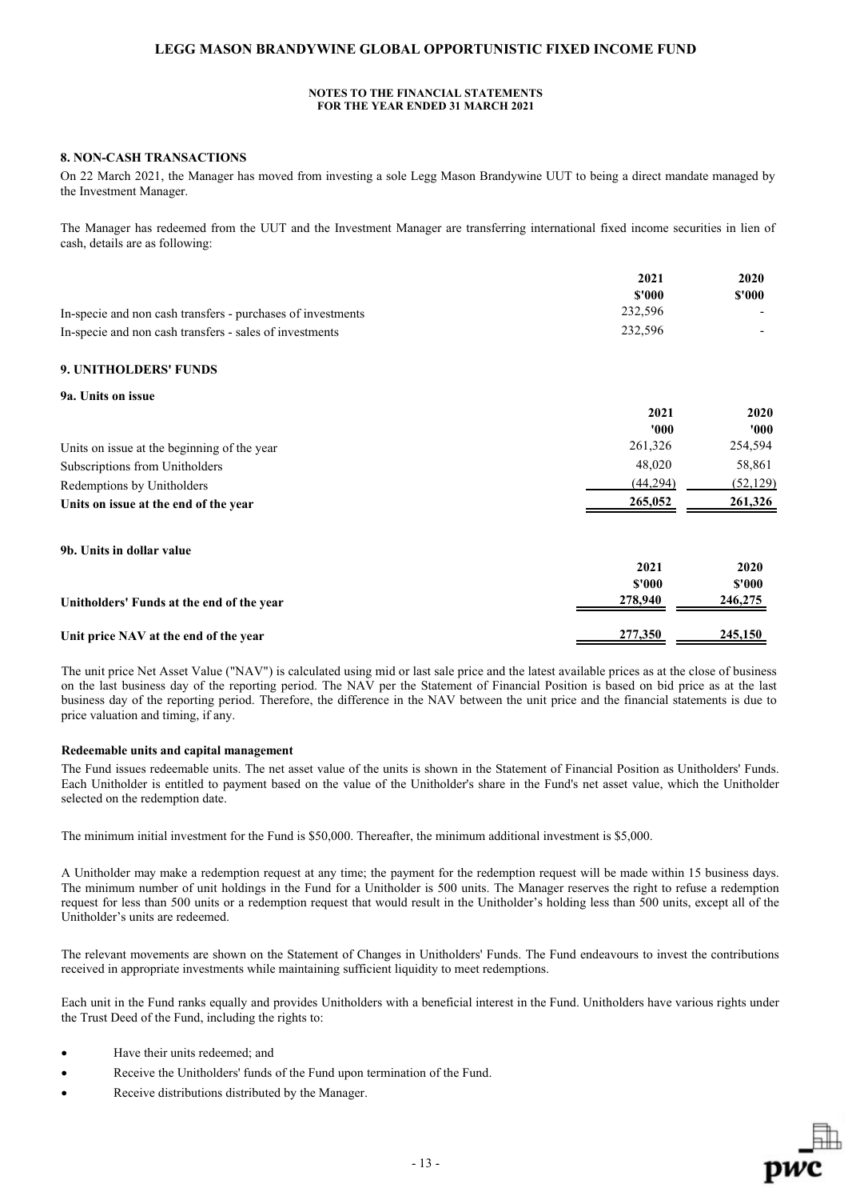# LEGG MASON BRANDYWINE GLOBAL OPPORTUNISTIC FIXED INCOME FUND

**NOTES TO THE FINANCIAL STATEMENTS**
**FOR THE YEAR ENDED 31 MARCH 2021**

## 8. NON-CASH TRANSACTIONS

On 22 March 2021, the Manager has moved from investing a sole Legg Mason Brandywine UUT to being a direct mandate managed by the Investment Manager.

The Manager has redeemed from the UUT and the Investment Manager are transferring international fixed income securities in lien of cash, details are as following:

| | 2021<br>$'000 | 2020<br>$'000 |
|---|---|---|
| In-specie and non cash transfers - purchases of investments | 232,596 | - |
| In-specie and non cash transfers - sales of investments | 232,596 | - |

## 9. UNITHOLDERS' FUNDS

### 9a. Units on issue

| | 2021<br>'000 | 2020<br>'000 |
|---|---|---|
| Units on issue at the beginning of the year | 261,326 | 254,594 |
| Subscriptions from Unitholders | 48,020 | 58,861 |
| Redemptions by Unitholders | (44,294) | (52,129) |
| **Units on issue at the end of the year** | **265,052** | **261,326** |

### 9b. Units in dollar value

| | 2021<br>$'000 | 2020<br>$'000 |
|---|---|---|
| **Unitholders' Funds at the end of the year** | **278,940** | **246,275** |
| **Unit price NAV at the end of the year** | **277,350** | **245,150** |

The unit price Net Asset Value ("NAV") is calculated using mid or last sale price and the latest available prices as at the close of business on the last business day of the reporting period. The NAV per the Statement of Financial Position is based on bid price as at the last business day of the reporting period. Therefore, the difference in the NAV between the unit price and the financial statements is due to price valuation and timing, if any.

**Redeemable units and capital management**

The Fund issues redeemable units. The net asset value of the units is shown in the Statement of Financial Position as Unitholders' Funds. Each Unitholder is entitled to payment based on the value of the Unitholder's share in the Fund's net asset value, which the Unitholder selected on the redemption date.

The minimum initial investment for the Fund is $50,000. Thereafter, the minimum additional investment is $5,000.

A Unitholder may make a redemption request at any time; the payment for the redemption request will be made within 15 business days. The minimum number of unit holdings in the Fund for a Unitholder is 500 units. The Manager reserves the right to refuse a redemption request for less than 500 units or a redemption request that would result in the Unitholder's holding less than 500 units, except all of the Unitholder's units are redeemed.

The relevant movements are shown on the Statement of Changes in Unitholders' Funds. The Fund endeavours to invest the contributions received in appropriate investments while maintaining sufficient liquidity to meet redemptions.

Each unit in the Fund ranks equally and provides Unitholders with a beneficial interest in the Fund. Unitholders have various rights under the Trust Deed of the Fund, including the rights to:

- Have their units redeemed; and
- Receive the Unitholders' funds of the Fund upon termination of the Fund.
- Receive distributions distributed by the Manager.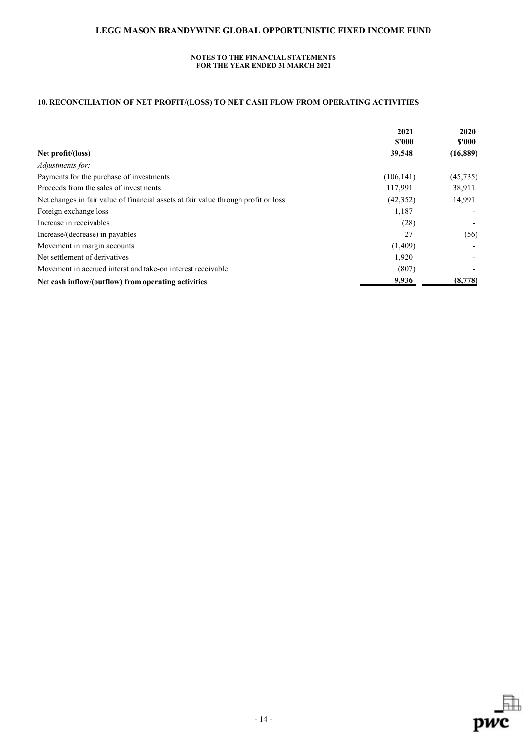# LEGG MASON BRANDYWINE GLOBAL OPPORTUNISTIC FIXED INCOME FUND

**NOTES TO THE FINANCIAL STATEMENTS**
**FOR THE YEAR ENDED 31 MARCH 2021**

## 10. RECONCILIATION OF NET PROFIT/(LOSS) TO NET CASH FLOW FROM OPERATING ACTIVITIES

| | 2021 | 2020 |
|---|---|---|
| | $'000 | $'000 |
| **Net profit/(loss)** | **39,548** | **(16,889)** |
| *Adjustments for:* | | |
| Payments for the purchase of investments | (106,141) | (45,735) |
| Proceeds from the sales of investments | 117,991 | 38,911 |
| Net changes in fair value of financial assets at fair value through profit or loss | (42,352) | 14,991 |
| Foreign exchange loss | 1,187 | - |
| Increase in receivables | (28) | - |
| Increase/(decrease) in payables | 27 | (56) |
| Movement in margin accounts | (1,409) | - |
| Net settlement of derivatives | 1,920 | - |
| Movement in accrued interst and take-on interest receivable | (807) | - |
| **Net cash inflow/(outflow) from operating activities** | **9,936** | **(8,778)** |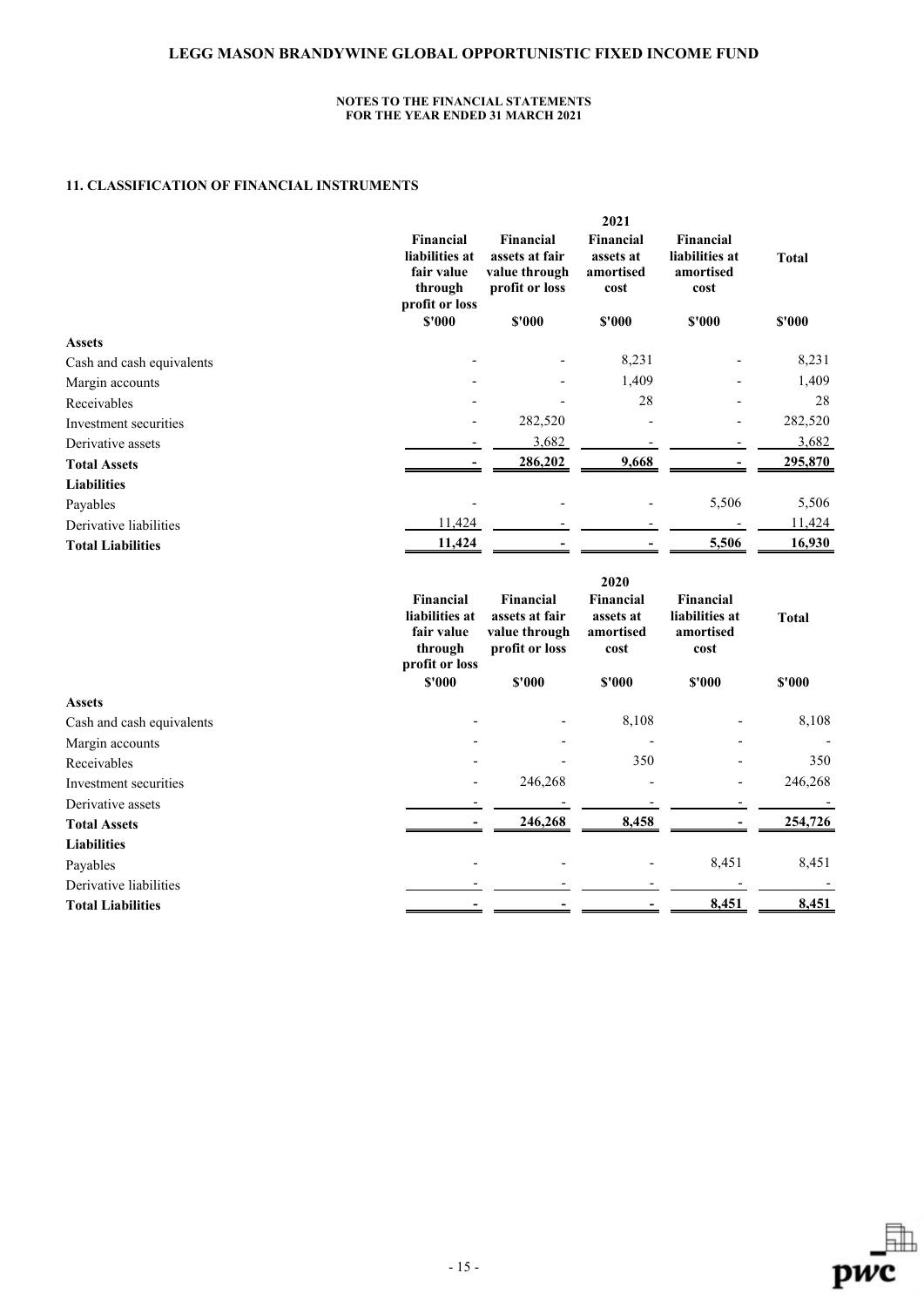# LEGG MASON BRANDYWINE GLOBAL OPPORTUNISTIC FIXED INCOME FUND

**NOTES TO THE FINANCIAL STATEMENTS**
**FOR THE YEAR ENDED 31 MARCH 2021**

## 11. CLASSIFICATION OF FINANCIAL INSTRUMENTS

| | 2021 | | | | |
|---|---|---|---|---|---|
| | **Financial liabilities at fair value through profit or loss** | **Financial assets at fair value through profit or loss** | **Financial assets at amortised cost** | **Financial liabilities at amortised cost** | **Total** |
| | **$'000** | **$'000** | **$'000** | **$'000** | **$'000** |
| **Assets** | | | | | |
| Cash and cash equivalents | - | - | 8,231 | - | 8,231 |
| Margin accounts | - | - | 1,409 | - | 1,409 |
| Receivables | - | - | 28 | - | 28 |
| Investment securities | - | 282,520 | - | - | 282,520 |
| Derivative assets | - | 3,682 | - | - | 3,682 |
| **Total Assets** | **-** | **286,202** | **9,668** | **-** | **295,870** |
| **Liabilities** | | | | | |
| Payables | - | - | - | 5,506 | 5,506 |
| Derivative liabilities | 11,424 | - | - | - | 11,424 |
| **Total Liabilities** | **11,424** | **-** | **-** | **5,506** | **16,930** |

| | 2020 | | | | |
|---|---|---|---|---|---|
| | **Financial liabilities at fair value through profit or loss** | **Financial assets at fair value through profit or loss** | **Financial assets at amortised cost** | **Financial liabilities at amortised cost** | **Total** |
| | **$'000** | **$'000** | **$'000** | **$'000** | **$'000** |
| **Assets** | | | | | |
| Cash and cash equivalents | - | - | 8,108 | - | 8,108 |
| Margin accounts | - | - | - | - | - |
| Receivables | - | - | 350 | - | 350 |
| Investment securities | - | 246,268 | - | - | 246,268 |
| Derivative assets | - | - | - | - | - |
| **Total Assets** | **-** | **246,268** | **8,458** | **-** | **254,726** |
| **Liabilities** | | | | | |
| Payables | - | - | - | 8,451 | 8,451 |
| Derivative liabilities | - | - | - | - | - |
| **Total Liabilities** | **-** | **-** | **-** | **8,451** | **8,451** |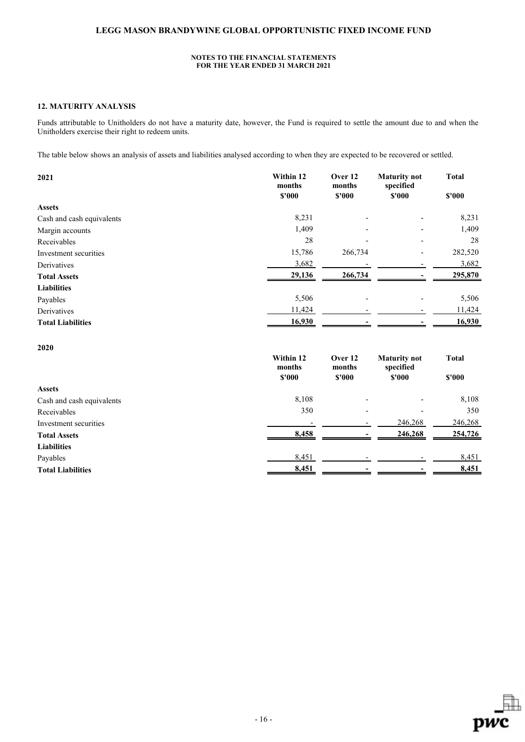## 12. MATURITY ANALYSIS

Funds attributable to Unitholders do not have a maturity date, however, the Fund is required to settle the amount due to and when the Unitholders exercise their right to redeem units.

The table below shows an analysis of assets and liabilities analysed according to when they are expected to be recovered or settled.

| 2021 | Within 12 months $'000 | Over 12 months $'000 | Maturity not specified $'000 | Total $'000 |
|---|---|---|---|---|
| **Assets** | | | | |
| Cash and cash equivalents | 8,231 | - | - | 8,231 |
| Margin accounts | 1,409 | - | - | 1,409 |
| Receivables | 28 | - | - | 28 |
| Investment securities | 15,786 | 266,734 | - | 282,520 |
| Derivatives | 3,682 | - | - | 3,682 |
| **Total Assets** | **29,136** | **266,734** | **-** | **295,870** |
| **Liabilities** | | | | |
| Payables | 5,506 | - | - | 5,506 |
| Derivatives | 11,424 | - | - | 11,424 |
| **Total Liabilities** | **16,930** | **-** | **-** | **16,930** |

| 2020 | Within 12 months $'000 | Over 12 months $'000 | Maturity not specified $'000 | Total $'000 |
|---|---|---|---|---|
| **Assets** | | | | |
| Cash and cash equivalents | 8,108 | - | - | 8,108 |
| Receivables | 350 | - | - | 350 |
| Investment securities | - | - | 246,268 | 246,268 |
| **Total Assets** | **8,458** | **-** | **246,268** | **254,726** |
| **Liabilities** | | | | |
| Payables | 8,451 | - | - | 8,451 |
| **Total Liabilities** | **8,451** | **-** | **-** | **8,451** |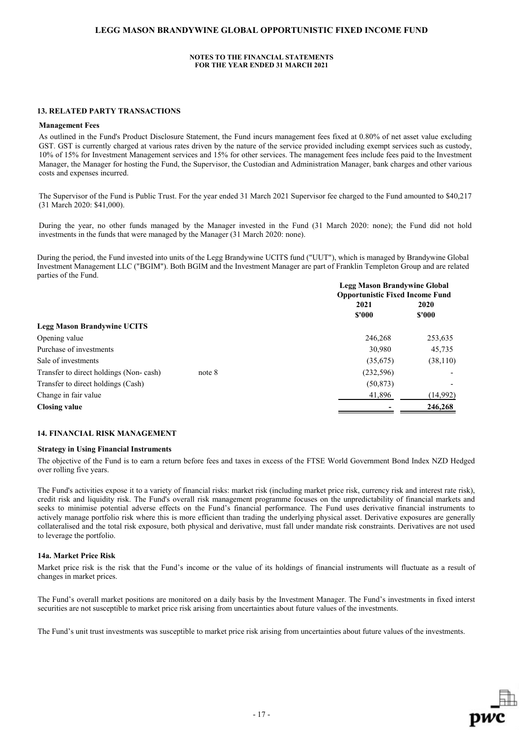## 13. RELATED PARTY TRANSACTIONS

### Management Fees

As outlined in the Fund's Product Disclosure Statement, the Fund incurs management fees fixed at 0.80% of net asset value excluding GST. GST is currently charged at various rates driven by the nature of the service provided including exempt services such as custody, 10% of 15% for Investment Management services and 15% for other services. The management fees include fees paid to the Investment Manager, the Manager for hosting the Fund, the Supervisor, the Custodian and Administration Manager, bank charges and other various costs and expenses incurred.

The Supervisor of the Fund is Public Trust. For the year ended 31 March 2021 Supervisor fee charged to the Fund amounted to $40,217 (31 March 2020: $41,000).

During the year, no other funds managed by the Manager invested in the Fund (31 March 2020: none); the Fund did not hold investments in the funds that were managed by the Manager (31 March 2020: none).

During the period, the Fund invested into units of the Legg Brandywine UCITS fund ("UUT"), which is managed by Brandywine Global Investment Management LLC ("BGIM"). Both BGIM and the Investment Manager are part of Franklin Templeton Group and are related parties of the Fund.

| | | Legg Mason Brandywine Global Opportunistic Fixed Income Fund | |
|---|---|---|---|
| | | 2021 | 2020 |
| | | $'000 | $'000 |
| **Legg Mason Brandywine UCITS** | | | |
| Opening value | | 246,268 | 253,635 |
| Purchase of investments | | 30,980 | 45,735 |
| Sale of investments | | (35,675) | (38,110) |
| Transfer to direct holdings (Non- cash) | note 8 | (232,596) | - |
| Transfer to direct holdings (Cash) | | (50,873) | - |
| Change in fair value | | 41,896 | (14,992) |
| **Closing value** | | **-** | **246,268** |

## 14. FINANCIAL RISK MANAGEMENT

### Strategy in Using Financial Instruments

The objective of the Fund is to earn a return before fees and taxes in excess of the FTSE World Government Bond Index NZD Hedged over rolling five years.

The Fund's activities expose it to a variety of financial risks: market risk (including market price risk, currency risk and interest rate risk), credit risk and liquidity risk. The Fund's overall risk management programme focuses on the unpredictability of financial markets and seeks to minimise potential adverse effects on the Fund's financial performance. The Fund uses derivative financial instruments to actively manage portfolio risk where this is more efficient than trading the underlying physical asset. Derivative exposures are generally collateralised and the total risk exposure, both physical and derivative, must fall under mandate risk constraints. Derivatives are not used to leverage the portfolio.

### 14a. Market Price Risk

Market price risk is the risk that the Fund's income or the value of its holdings of financial instruments will fluctuate as a result of changes in market prices.

The Fund's overall market positions are monitored on a daily basis by the Investment Manager. The Fund's investments in fixed interst securities are not susceptible to market price risk arising from uncertainties about future values of the investments.

The Fund's unit trust investments was susceptible to market price risk arising from uncertainties about future values of the investments.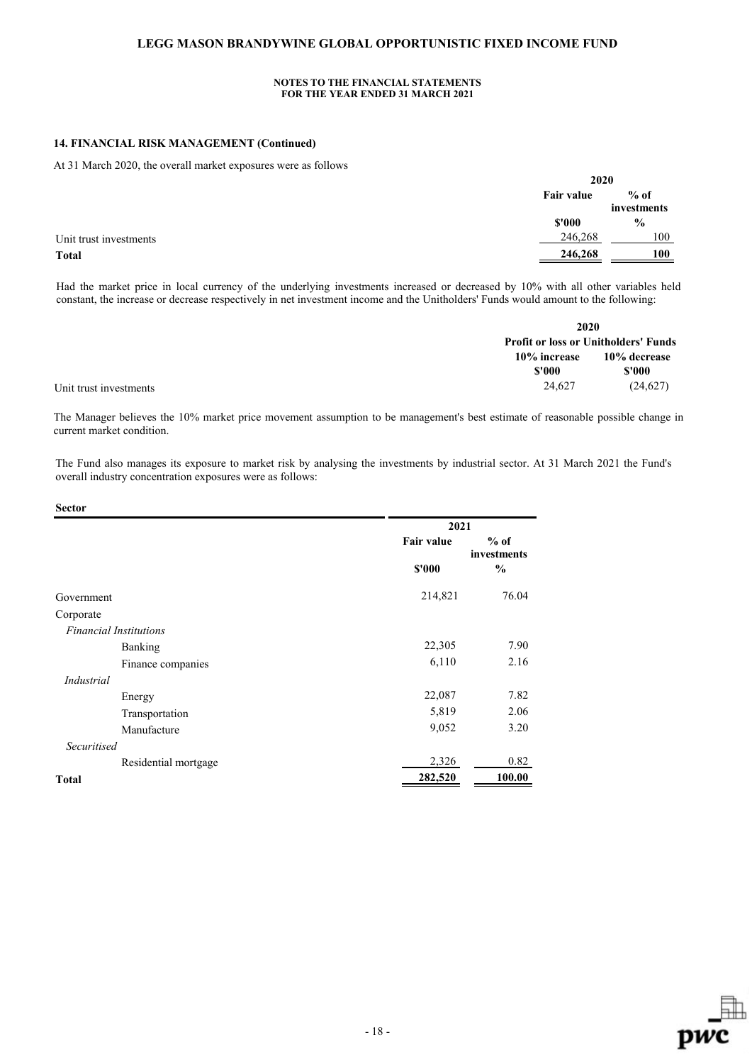## 14. FINANCIAL RISK MANAGEMENT (Continued)

At 31 March 2020, the overall market exposures were as follows

| | 2020 | |
|---|---|---|
| | Fair value | % of investments |
| | $'000 | % |
| Unit trust investments | 246,268 | 100 |
| **Total** | **246,268** | **100** |

Had the market price in local currency of the underlying investments increased or decreased by 10% with all other variables held constant, the increase or decrease respectively in net investment income and the Unitholders' Funds would amount to the following:

| | 2020 | |
|---|---|---|
| | Profit or loss or Unitholders' Funds | |
| | 10% increase | 10% decrease |
| | $'000 | $'000 |
| Unit trust investments | 24,627 | (24,627) |

The Manager believes the 10% market price movement assumption to be management's best estimate of reasonable possible change in current market condition.

The Fund also manages its exposure to market risk by analysing the investments by industrial sector. At 31 March 2021 the Fund's overall industry concentration exposures were as follows:

| **Sector** | 2021 | |
|---|---|---|
| | Fair value | % of investments |
| | $'000 | % |
| Government | 214,821 | 76.04 |
| Corporate | | |
| *Financial Institutions* | | |
| Banking | 22,305 | 7.90 |
| Finance companies | 6,110 | 2.16 |
| *Industrial* | | |
| Energy | 22,087 | 7.82 |
| Transportation | 5,819 | 2.06 |
| Manufacture | 9,052 | 3.20 |
| *Securitised* | | |
| Residential mortgage | 2,326 | 0.82 |
| **Total** | **282,520** | **100.00** |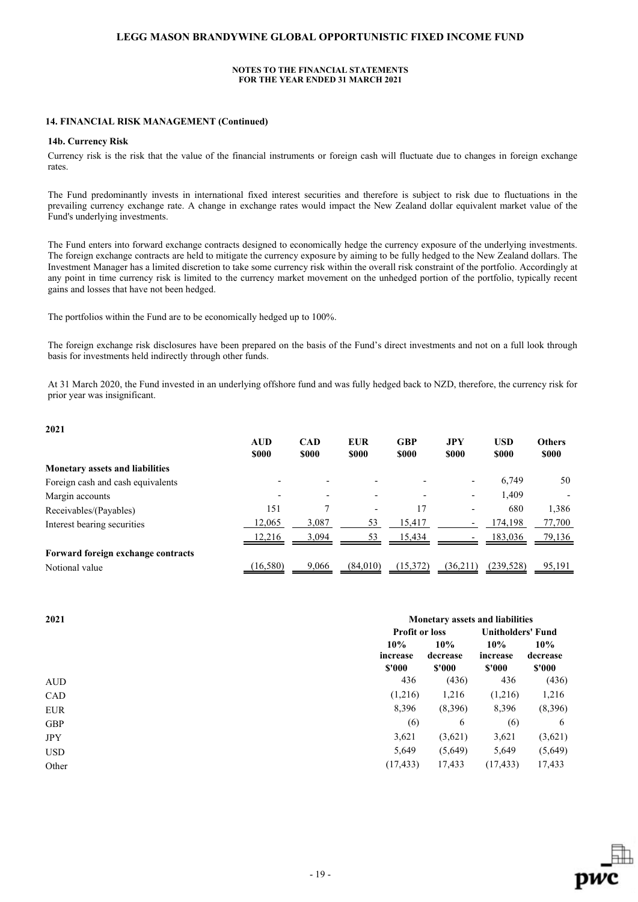**NOTES TO THE FINANCIAL STATEMENTS**
**FOR THE YEAR ENDED 31 MARCH 2021**

## 14. FINANCIAL RISK MANAGEMENT (Continued)

### 14b. Currency Risk

Currency risk is the risk that the value of the financial instruments or foreign cash will fluctuate due to changes in foreign exchange rates.

The Fund predominantly invests in international fixed interest securities and therefore is subject to risk due to fluctuations in the prevailing currency exchange rate. A change in exchange rates would impact the New Zealand dollar equivalent market value of the Fund's underlying investments.

The Fund enters into forward exchange contracts designed to economically hedge the currency exposure of the underlying investments. The foreign exchange contracts are held to mitigate the currency exposure by aiming to be fully hedged to the New Zealand dollars. The Investment Manager has a limited discretion to take some currency risk within the overall risk constraint of the portfolio. Accordingly at any point in time currency risk is limited to the currency market movement on the unhedged portion of the portfolio, typically recent gains and losses that have not been hedged.

The portfolios within the Fund are to be economically hedged up to 100%.

The foreign exchange risk disclosures have been prepared on the basis of the Fund's direct investments and not on a full look through basis for investments held indirectly through other funds.

At 31 March 2020, the Fund invested in an underlying offshore fund and was fully hedged back to NZD, therefore, the currency risk for prior year was insignificant.

**2021**

| | AUD $000 | CAD $000 | EUR $000 | GBP $000 | JPY $000 | USD $000 | Others $000 |
|---|---|---|---|---|---|---|---|
| **Monetary assets and liabilities** | | | | | | | |
| Foreign cash and cash equivalents | - | - | - | - | - | 6,749 | 50 |
| Margin accounts | - | - | - | - | - | 1,409 | - |
| Receivables/(Payables) | 151 | 7 | - | 17 | - | 680 | 1,386 |
| Interest bearing securities | 12,065 | 3,087 | 53 | 15,417 | - | 174,198 | 77,700 |
| | 12,216 | 3,094 | 53 | 15,434 | - | 183,036 | 79,136 |
| **Forward foreign exchange contracts** | | | | | | | |
| Notional value | (16,580) | 9,066 | (84,010) | (15,372) | (36,211) | (239,528) | 95,191 |

| 2021 | Monetary assets and liabilities | | | |
|---|---|---|---|---|
| | Profit or loss | | Unitholders' Fund | |
| | 10% increase $'000 | 10% decrease $'000 | 10% increase $'000 | 10% decrease $'000 |
| AUD | 436 | (436) | 436 | (436) |
| CAD | (1,216) | 1,216 | (1,216) | 1,216 |
| EUR | 8,396 | (8,396) | 8,396 | (8,396) |
| GBP | (6) | 6 | (6) | 6 |
| JPY | 3,621 | (3,621) | 3,621 | (3,621) |
| USD | 5,649 | (5,649) | 5,649 | (5,649) |
| Other | (17,433) | 17,433 | (17,433) | 17,433 |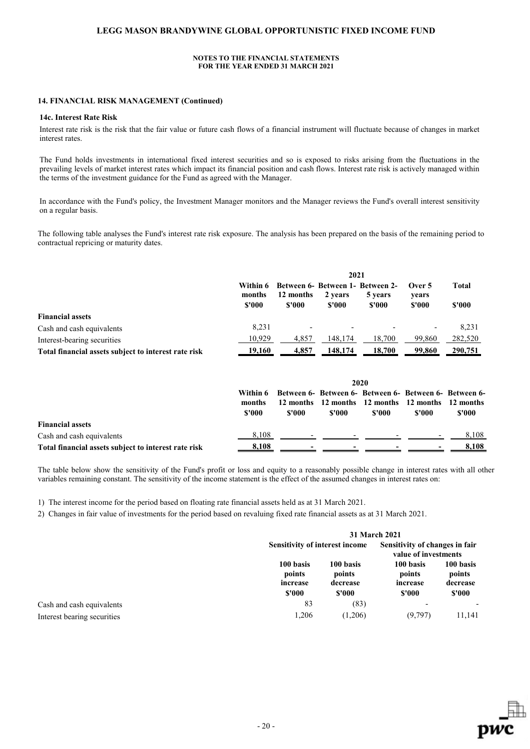LEGG MASON BRANDYWINE GLOBAL OPPORTUNISTIC FIXED INCOME FUND

NOTES TO THE FINANCIAL STATEMENTS
FOR THE YEAR ENDED 31 MARCH 2021

### 14. FINANCIAL RISK MANAGEMENT (Continued)

#### 14c. Interest Rate Risk

Interest rate risk is the risk that the fair value or future cash flows of a financial instrument will fluctuate because of changes in market interest rates.

The Fund holds investments in international fixed interest securities and so is exposed to risks arising from the fluctuations in the prevailing levels of market interest rates which impact its financial position and cash flows. Interest rate risk is actively managed within the terms of the investment guidance for the Fund as agreed with the Manager.

In accordance with the Fund's policy, the Investment Manager monitors and the Manager reviews the Fund's overall interest sensitivity on a regular basis.

The following table analyses the Fund's interest rate risk exposure. The analysis has been prepared on the basis of the remaining period to contractual repricing or maturity dates.

| | 2021 | | | | | |
|---|---|---|---|---|---|---|
| | Within 6 months | Between 6-12 months | Between 1-2 years | Between 2-5 years | Over 5 years | Total |
| | $'000 | $'000 | $'000 | $'000 | $'000 | $'000 |
| **Financial assets** | | | | | | |
| Cash and cash equivalents | 8,231 | - | - | - | - | 8,231 |
| Interest-bearing securities | 10,929 | 4,857 | 148,174 | 18,700 | 99,860 | 282,520 |
| **Total financial assets subject to interest rate risk** | **19,160** | **4,857** | **148,174** | **18,700** | **99,860** | **290,751** |

| | 2020 | | | | | |
|---|---|---|---|---|---|---|
| | Within 6 months | Between 6-12 months | Between 6-12 months | Between 6-12 months | Between 6-12 months | Between 6-12 months |
| | $'000 | $'000 | $'000 | $'000 | $'000 | $'000 |
| **Financial assets** | | | | | | |
| Cash and cash equivalents | 8,108 | - | - | - | - | 8,108 |
| **Total financial assets subject to interest rate risk** | **8,108** | **-** | **-** | **-** | **-** | **8,108** |

The table below show the sensitivity of the Fund's profit or loss and equity to a reasonably possible change in interest rates with all other variables remaining constant. The sensitivity of the income statement is the effect of the assumed changes in interest rates on:

1) The interest income for the period based on floating rate financial assets held as at 31 March 2021.

2) Changes in fair value of investments for the period based on revaluing fixed rate financial assets as at 31 March 2021.

| | 31 March 2021 | | | |
|---|---|---|---|---|
| | Sensitivity of interest income | | Sensitivity of changes in fair value of investments | |
| | 100 basis points increase | 100 basis points decrease | 100 basis points increase | 100 basis points decrease |
| | $'000 | $'000 | $'000 | $'000 |
| Cash and cash equivalents | 83 | (83) | - | - |
| Interest bearing securities | 1,206 | (1,206) | (9,797) | 11,141 |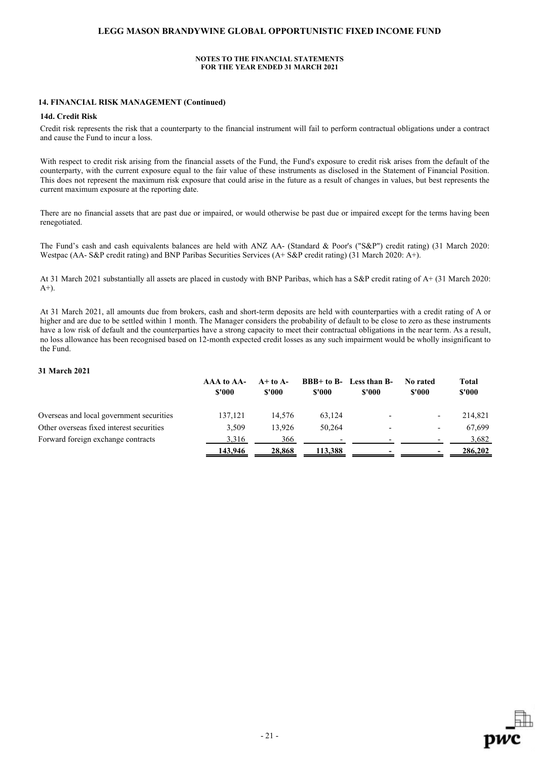## 14. FINANCIAL RISK MANAGEMENT (Continued)

### 14d. Credit Risk

Credit risk represents the risk that a counterparty to the financial instrument will fail to perform contractual obligations under a contract and cause the Fund to incur a loss.

With respect to credit risk arising from the financial assets of the Fund, the Fund's exposure to credit risk arises from the default of the counterparty, with the current exposure equal to the fair value of these instruments as disclosed in the Statement of Financial Position. This does not represent the maximum risk exposure that could arise in the future as a result of changes in values, but best represents the current maximum exposure at the reporting date.

There are no financial assets that are past due or impaired, or would otherwise be past due or impaired except for the terms having been renegotiated.

The Fund's cash and cash equivalents balances are held with ANZ AA- (Standard & Poor's ("S&P") credit rating) (31 March 2020: Westpac (AA- S&P credit rating) and BNP Paribas Securities Services (A+ S&P credit rating) (31 March 2020: A+).

At 31 March 2021 substantially all assets are placed in custody with BNP Paribas, which has a S&P credit rating of A+ (31 March 2020: A+).

At 31 March 2021, all amounts due from brokers, cash and short-term deposits are held with counterparties with a credit rating of A or higher and are due to be settled within 1 month. The Manager considers the probability of default to be close to zero as these instruments have a low risk of default and the counterparties have a strong capacity to meet their contractual obligations in the near term. As a result, no loss allowance has been recognised based on 12-month expected credit losses as any such impairment would be wholly insignificant to the Fund.

**31 March 2021**

| | AAA to AA- $'000 | A+ to A- $'000 | BBB+ to B- $'000 | Less than B- $'000 | No rated $'000 | Total $'000 |
|---|---|---|---|---|---|---|
| Overseas and local government securities | 137,121 | 14,576 | 63,124 | - | - | 214,821 |
| Other overseas fixed interest securities | 3,509 | 13,926 | 50,264 | - | - | 67,699 |
| Forward foreign exchange contracts | 3,316 | 366 | - | - | - | 3,682 |
| | **143,946** | **28,868** | **113,388** | **-** | **-** | **286,202** |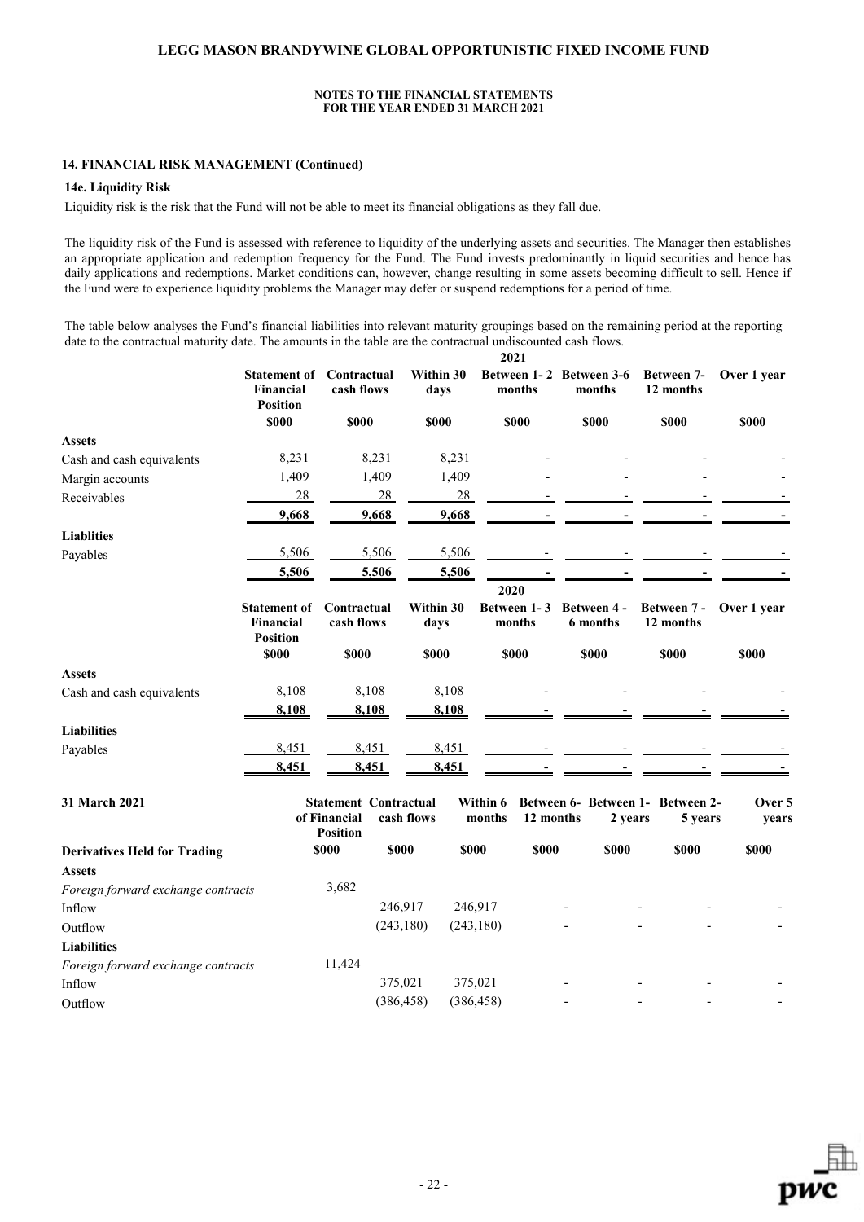## 14. FINANCIAL RISK MANAGEMENT (Continued)

### 14e. Liquidity Risk

Liquidity risk is the risk that the Fund will not be able to meet its financial obligations as they fall due.

The liquidity risk of the Fund is assessed with reference to liquidity of the underlying assets and securities. The Manager then establishes an appropriate application and redemption frequency for the Fund. The Fund invests predominantly in liquid securities and hence has daily applications and redemptions. Market conditions can, however, change resulting in some assets becoming difficult to sell. Hence if the Fund were to experience liquidity problems the Manager may defer or suspend redemptions for a period of time.

The table below analyses the Fund's financial liabilities into relevant maturity groupings based on the remaining period at the reporting date to the contractual maturity date. The amounts in the table are the contractual undiscounted cash flows.

**2021**

| | Statement of Financial Position | Contractual cash flows | Within 30 days | Between 1- 2 months | Between 3-6 months | Between 7- 12 months | Over 1 year |
|---|---|---|---|---|---|---|---|
| | $000 | $000 | $000 | $000 | $000 | $000 | $000 |
| **Assets** | | | | | | | |
| Cash and cash equivalents | 8,231 | 8,231 | 8,231 | - | - | - | - |
| Margin accounts | 1,409 | 1,409 | 1,409 | - | - | - | - |
| Receivables | 28 | 28 | 28 | - | - | - | - |
| | **9,668** | **9,668** | **9,668** | **-** | **-** | **-** | **-** |
| **Liablities** | | | | | | | |
| Payables | 5,506 | 5,506 | 5,506 | - | - | - | - |
| | **5,506** | **5,506** | **5,506** | **-** | **-** | **-** | **-** |

**2020**

| | Statement of Financial Position | Contractual cash flows | Within 30 days | Between 1- 3 months | Between 4 - 6 months | Between 7 - 12 months | Over 1 year |
|---|---|---|---|---|---|---|---|
| | $000 | $000 | $000 | $000 | $000 | $000 | $000 |
| **Assets** | | | | | | | |
| Cash and cash equivalents | 8,108 | 8,108 | 8,108 | - | - | - | - |
| | **8,108** | **8,108** | **8,108** | **-** | **-** | **-** | **-** |
| **Liabilities** | | | | | | | |
| Payables | 8,451 | 8,451 | 8,451 | - | - | - | - |
| | **8,451** | **8,451** | **8,451** | **-** | **-** | **-** | **-** |

| **31 March 2021** | Statement of Financial Position | Contractual cash flows | Within 6 months | Between 6- 12 months | Between 1- 2 years | Between 2- 5 years | Over 5 years |
|---|---|---|---|---|---|---|---|
| **Derivatives Held for Trading** | $000 | $000 | $000 | $000 | $000 | $000 | $000 |
| **Assets** | | | | | | | |
| *Foreign forward exchange contracts* | 3,682 | | | | | | |
| Inflow | | 246,917 | 246,917 | - | - | - | - |
| Outflow | | (243,180) | (243,180) | - | - | - | - |
| **Liabilities** | | | | | | | |
| *Foreign forward exchange contracts* | 11,424 | | | | | | |
| Inflow | | 375,021 | 375,021 | - | - | - | - |
| Outflow | | (386,458) | (386,458) | - | - | - | - |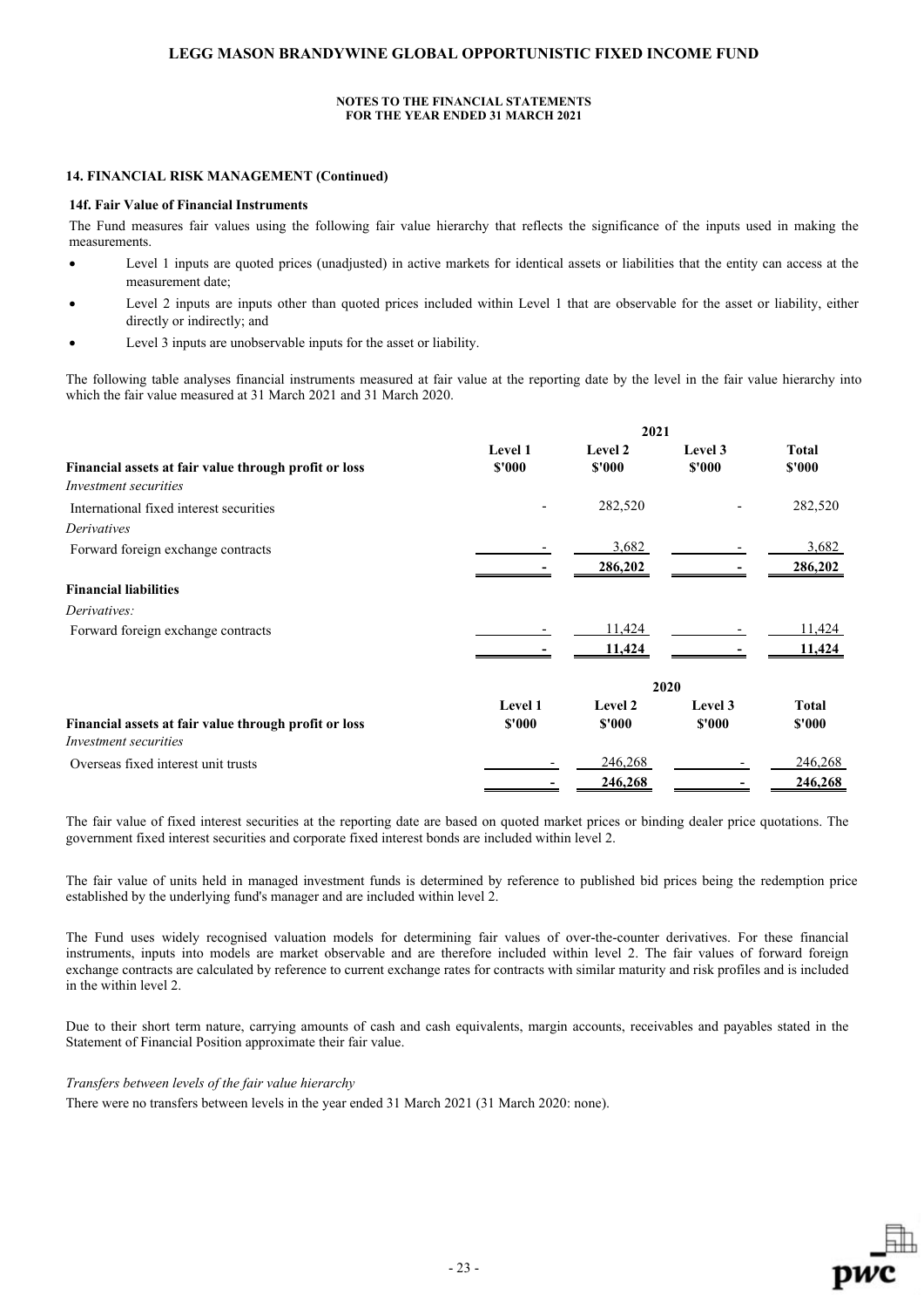## 14. FINANCIAL RISK MANAGEMENT (Continued)

### 14f. Fair Value of Financial Instruments

The Fund measures fair values using the following fair value hierarchy that reflects the significance of the inputs used in making the measurements.

- Level 1 inputs are quoted prices (unadjusted) in active markets for identical assets or liabilities that the entity can access at the measurement date;
- Level 2 inputs are inputs other than quoted prices included within Level 1 that are observable for the asset or liability, either directly or indirectly; and
- Level 3 inputs are unobservable inputs for the asset or liability.

The following table analyses financial instruments measured at fair value at the reporting date by the level in the fair value hierarchy into which the fair value measured at 31 March 2021 and 31 March 2020.

| | 2021 | | | |
|---|---|---|---|---|
| **Financial assets at fair value through profit or loss** | **Level 1 \$'000** | **Level 2 \$'000** | **Level 3 \$'000** | **Total \$'000** |
| *Investment securities* | | | | |
| International fixed interest securities | - | 282,520 | - | 282,520 |
| *Derivatives* | | | | |
| Forward foreign exchange contracts | - | 3,682 | - | 3,682 |
| | **-** | **286,202** | **-** | **286,202** |
| **Financial liabilities** | | | | |
| *Derivatives:* | | | | |
| Forward foreign exchange contracts | - | 11,424 | - | 11,424 |
| | **-** | **11,424** | **-** | **11,424** |

| | 2020 | | | |
|---|---|---|---|---|
| **Financial assets at fair value through profit or loss** | **Level 1 \$'000** | **Level 2 \$'000** | **Level 3 \$'000** | **Total \$'000** |
| *Investment securities* | | | | |
| Overseas fixed interest unit trusts | - | 246,268 | - | 246,268 |
| | **-** | **246,268** | **-** | **246,268** |

The fair value of fixed interest securities at the reporting date are based on quoted market prices or binding dealer price quotations. The government fixed interest securities and corporate fixed interest bonds are included within level 2.

The fair value of units held in managed investment funds is determined by reference to published bid prices being the redemption price established by the underlying fund's manager and are included within level 2.

The Fund uses widely recognised valuation models for determining fair values of over-the-counter derivatives. For these financial instruments, inputs into models are market observable and are therefore included within level 2. The fair values of forward foreign exchange contracts are calculated by reference to current exchange rates for contracts with similar maturity and risk profiles and is included in the within level 2.

Due to their short term nature, carrying amounts of cash and cash equivalents, margin accounts, receivables and payables stated in the Statement of Financial Position approximate their fair value.

*Transfers between levels of the fair value hierarchy*

There were no transfers between levels in the year ended 31 March 2021 (31 March 2020: none).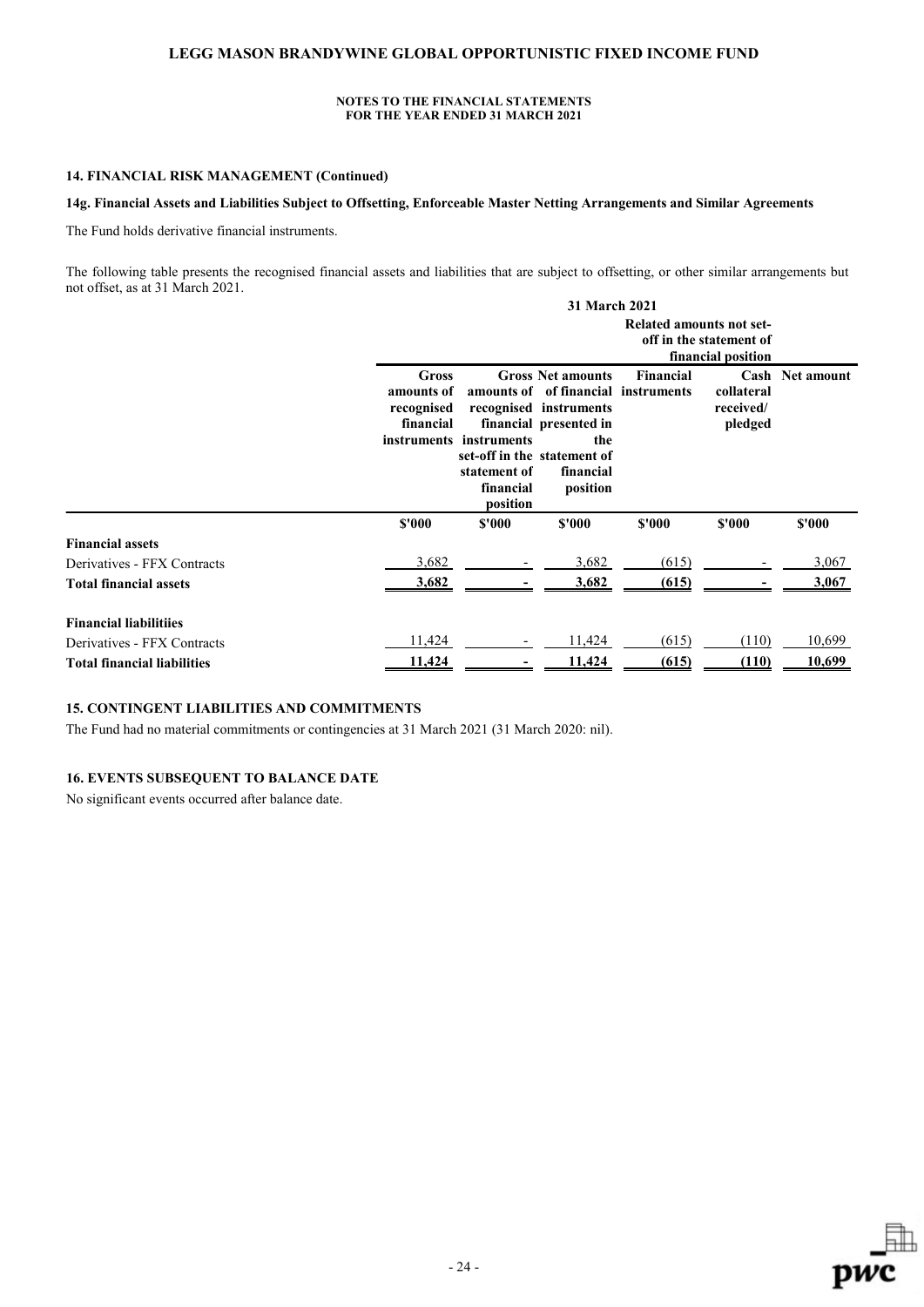**NOTES TO THE FINANCIAL STATEMENTS**
**FOR THE YEAR ENDED 31 MARCH 2021**

## 14. FINANCIAL RISK MANAGEMENT (Continued)

### 14g. Financial Assets and Liabilities Subject to Offsetting, Enforceable Master Netting Arrangements and Similar Agreements

The Fund holds derivative financial instruments.

The following table presents the recognised financial assets and liabilities that are subject to offsetting, or other similar arrangements but not offset, as at 31 March 2021.

| | 31 March 2021 | | | | | |
|---|---|---|---|---|---|---|
| | | | | Related amounts not set-off in the statement of financial position | | |
| | Gross amounts of recognised financial instruments | Gross amounts of recognised financial instruments set-off in the statement of financial position | Net amounts of financial instruments presented in the statement of financial position | Financial instruments | Cash collateral received/ pledged | Net amount |
| | $'000 | $'000 | $'000 | $'000 | $'000 | $'000 |
| **Financial assets** | | | | | | |
| Derivatives - FFX Contracts | 3,682 | - | 3,682 | (615) | - | 3,067 |
| **Total financial assets** | **3,682** | **-** | **3,682** | **(615)** | **-** | **3,067** |
| **Financial liabilitiies** | | | | | | |
| Derivatives - FFX Contracts | 11,424 | - | 11,424 | (615) | (110) | 10,699 |
| **Total financial liabilities** | **11,424** | **-** | **11,424** | **(615)** | **(110)** | **10,699** |

## 15. CONTINGENT LIABILITIES AND COMMITMENTS

The Fund had no material commitments or contingencies at 31 March 2021 (31 March 2020: nil).

## 16. EVENTS SUBSEQUENT TO BALANCE DATE

No significant events occurred after balance date.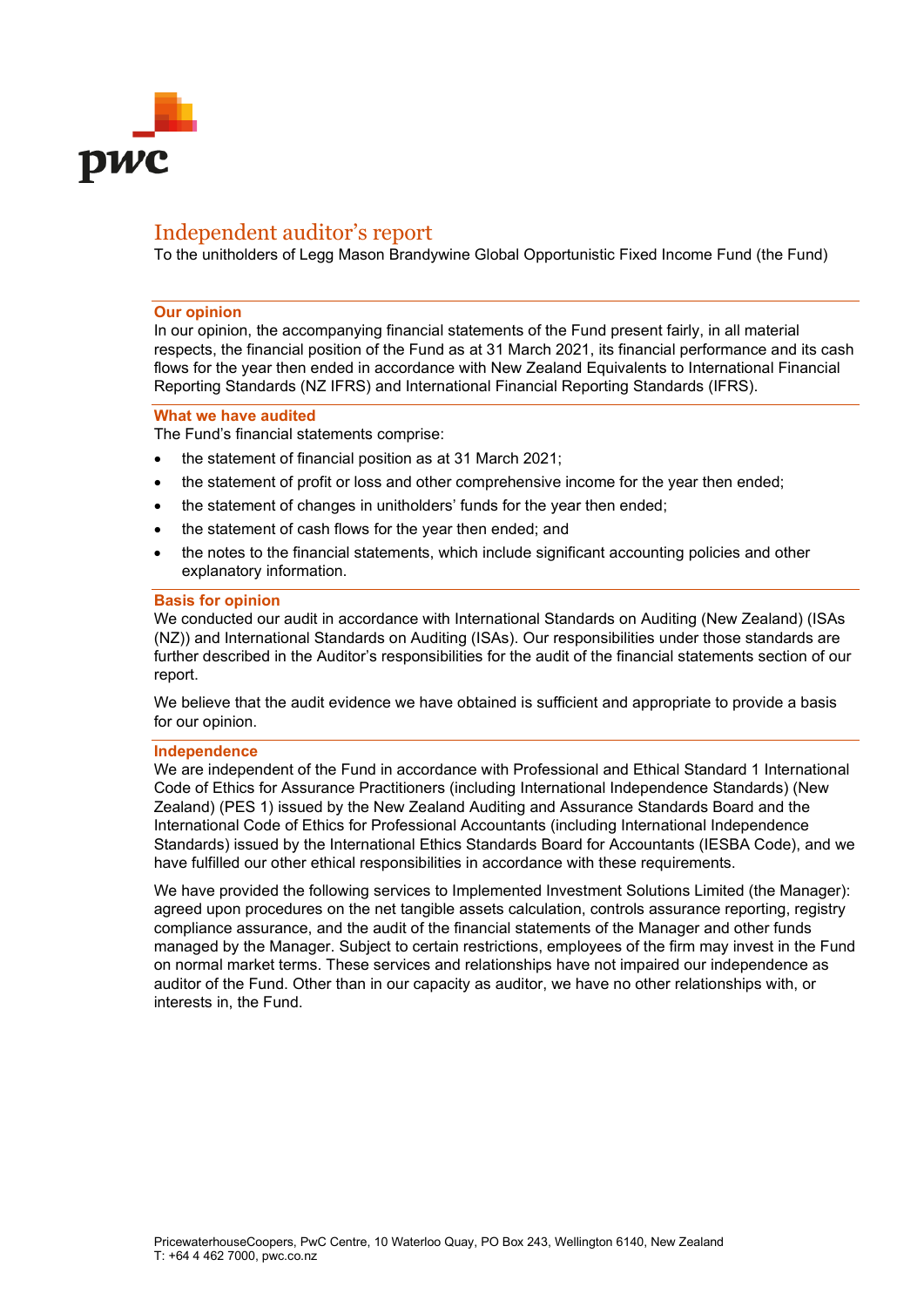# Independent auditor's report

To the unitholders of Legg Mason Brandywine Global Opportunistic Fixed Income Fund (the Fund)

## Our opinion

In our opinion, the accompanying financial statements of the Fund present fairly, in all material respects, the financial position of the Fund as at 31 March 2021, its financial performance and its cash flows for the year then ended in accordance with New Zealand Equivalents to International Financial Reporting Standards (NZ IFRS) and International Financial Reporting Standards (IFRS).

## What we have audited

The Fund's financial statements comprise:

- the statement of financial position as at 31 March 2021;
- the statement of profit or loss and other comprehensive income for the year then ended;
- the statement of changes in unitholders' funds for the year then ended;
- the statement of cash flows for the year then ended; and
- the notes to the financial statements, which include significant accounting policies and other explanatory information.

## Basis for opinion

We conducted our audit in accordance with International Standards on Auditing (New Zealand) (ISAs (NZ)) and International Standards on Auditing (ISAs). Our responsibilities under those standards are further described in the Auditor's responsibilities for the audit of the financial statements section of our report.

We believe that the audit evidence we have obtained is sufficient and appropriate to provide a basis for our opinion.

## Independence

We are independent of the Fund in accordance with Professional and Ethical Standard 1 International Code of Ethics for Assurance Practitioners (including International Independence Standards) (New Zealand) (PES 1) issued by the New Zealand Auditing and Assurance Standards Board and the International Code of Ethics for Professional Accountants (including International Independence Standards) issued by the International Ethics Standards Board for Accountants (IESBA Code), and we have fulfilled our other ethical responsibilities in accordance with these requirements.

We have provided the following services to Implemented Investment Solutions Limited (the Manager): agreed upon procedures on the net tangible assets calculation, controls assurance reporting, registry compliance assurance, and the audit of the financial statements of the Manager and other funds managed by the Manager. Subject to certain restrictions, employees of the firm may invest in the Fund on normal market terms. These services and relationships have not impaired our independence as auditor of the Fund. Other than in our capacity as auditor, we have no other relationships with, or interests in, the Fund.

PricewaterhouseCoopers, PwC Centre, 10 Waterloo Quay, PO Box 243, Wellington 6140, New Zealand
T: +64 4 462 7000, pwc.co.nz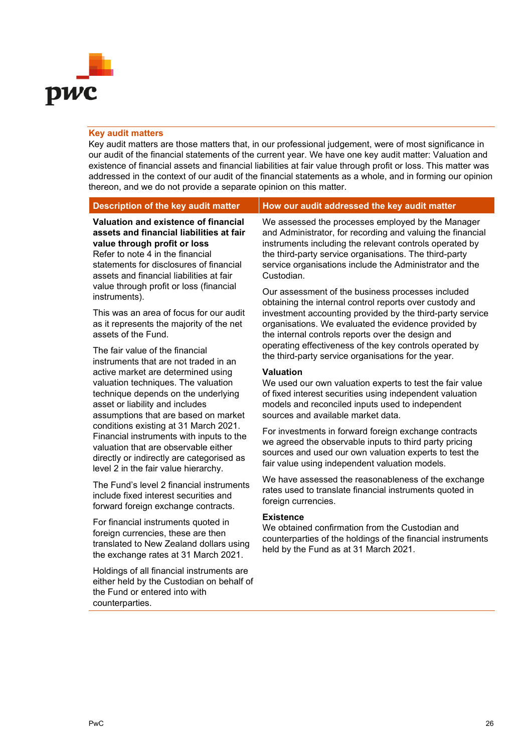## Key audit matters

Key audit matters are those matters that, in our professional judgement, were of most significance in our audit of the financial statements of the current year. We have one key audit matter: Valuation and existence of financial assets and financial liabilities at fair value through profit or loss. This matter was addressed in the context of our audit of the financial statements as a whole, and in forming our opinion thereon, and we do not provide a separate opinion on this matter.

| Description of the key audit matter | How our audit addressed the key audit matter |
|---|---|
| **Valuation and existence of financial assets and financial liabilities at fair value through profit or loss**<br>Refer to note 4 in the financial statements for disclosures of financial assets and financial liabilities at fair value through profit or loss (financial instruments).<br><br>This was an area of focus for our audit as it represents the majority of the net assets of the Fund.<br><br>The fair value of the financial instruments that are not traded in an active market are determined using valuation techniques. The valuation technique depends on the underlying asset or liability and includes assumptions that are based on market conditions existing at 31 March 2021. Financial instruments with inputs to the valuation that are observable either directly or indirectly are categorised as level 2 in the fair value hierarchy.<br><br>The Fund's level 2 financial instruments include fixed interest securities and forward foreign exchange contracts.<br><br>For financial instruments quoted in foreign currencies, these are then translated to New Zealand dollars using the exchange rates at 31 March 2021.<br><br>Holdings of all financial instruments are either held by the Custodian on behalf of the Fund or entered into with counterparties. | We assessed the processes employed by the Manager and Administrator, for recording and valuing the financial instruments including the relevant controls operated by the third-party service organisations. The third-party service organisations include the Administrator and the Custodian.<br><br>Our assessment of the business processes included obtaining the internal control reports over custody and investment accounting provided by the third-party service organisations. We evaluated the evidence provided by the internal controls reports over the design and operating effectiveness of the key controls operated by the third-party service organisations for the year.<br><br>**Valuation**<br>We used our own valuation experts to test the fair value of fixed interest securities using independent valuation models and reconciled inputs used to independent sources and available market data.<br><br>For investments in forward foreign exchange contracts we agreed the observable inputs to third party pricing sources and used our own valuation experts to test the fair value using independent valuation models.<br><br>We have assessed the reasonableness of the exchange rates used to translate financial instruments quoted in foreign currencies.<br><br>**Existence**<br>We obtained confirmation from the Custodian and counterparties of the holdings of the financial instruments held by the Fund as at 31 March 2021. |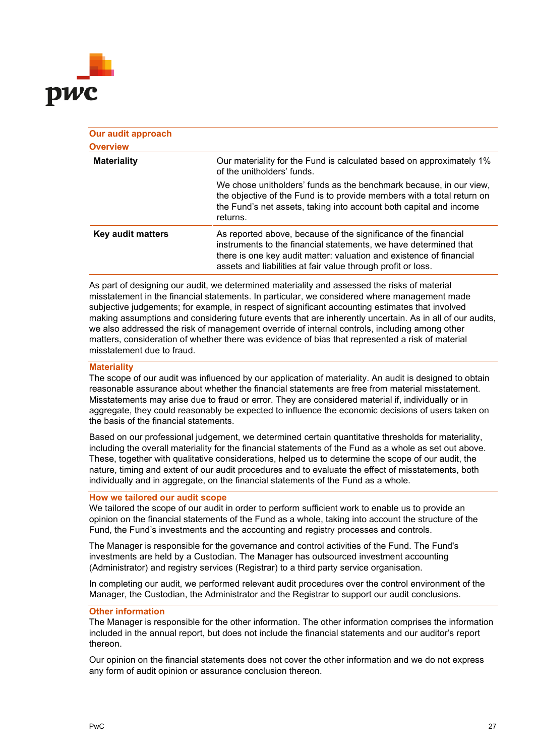## Our audit approach

### Overview

| | |
|---|---|
| **Materiality** | Our materiality for the Fund is calculated based on approximately 1% of the unitholders' funds.<br><br>We chose unitholders' funds as the benchmark because, in our view, the objective of the Fund is to provide members with a total return on the Fund's net assets, taking into account both capital and income returns. |
| **Key audit matters** | As reported above, because of the significance of the financial instruments to the financial statements, we have determined that there is one key audit matter: valuation and existence of financial assets and liabilities at fair value through profit or loss. |

As part of designing our audit, we determined materiality and assessed the risks of material misstatement in the financial statements. In particular, we considered where management made subjective judgements; for example, in respect of significant accounting estimates that involved making assumptions and considering future events that are inherently uncertain. As in all of our audits, we also addressed the risk of management override of internal controls, including among other matters, consideration of whether there was evidence of bias that represented a risk of material misstatement due to fraud.

### Materiality

The scope of our audit was influenced by our application of materiality. An audit is designed to obtain reasonable assurance about whether the financial statements are free from material misstatement. Misstatements may arise due to fraud or error. They are considered material if, individually or in aggregate, they could reasonably be expected to influence the economic decisions of users taken on the basis of the financial statements.

Based on our professional judgement, we determined certain quantitative thresholds for materiality, including the overall materiality for the financial statements of the Fund as a whole as set out above. These, together with qualitative considerations, helped us to determine the scope of our audit, the nature, timing and extent of our audit procedures and to evaluate the effect of misstatements, both individually and in aggregate, on the financial statements of the Fund as a whole.

### How we tailored our audit scope

We tailored the scope of our audit in order to perform sufficient work to enable us to provide an opinion on the financial statements of the Fund as a whole, taking into account the structure of the Fund, the Fund's investments and the accounting and registry processes and controls.

The Manager is responsible for the governance and control activities of the Fund. The Fund's investments are held by a Custodian. The Manager has outsourced investment accounting (Administrator) and registry services (Registrar) to a third party service organisation.

In completing our audit, we performed relevant audit procedures over the control environment of the Manager, the Custodian, the Administrator and the Registrar to support our audit conclusions.

### Other information

The Manager is responsible for the other information. The other information comprises the information included in the annual report, but does not include the financial statements and our auditor's report thereon.

Our opinion on the financial statements does not cover the other information and we do not express any form of audit opinion or assurance conclusion thereon.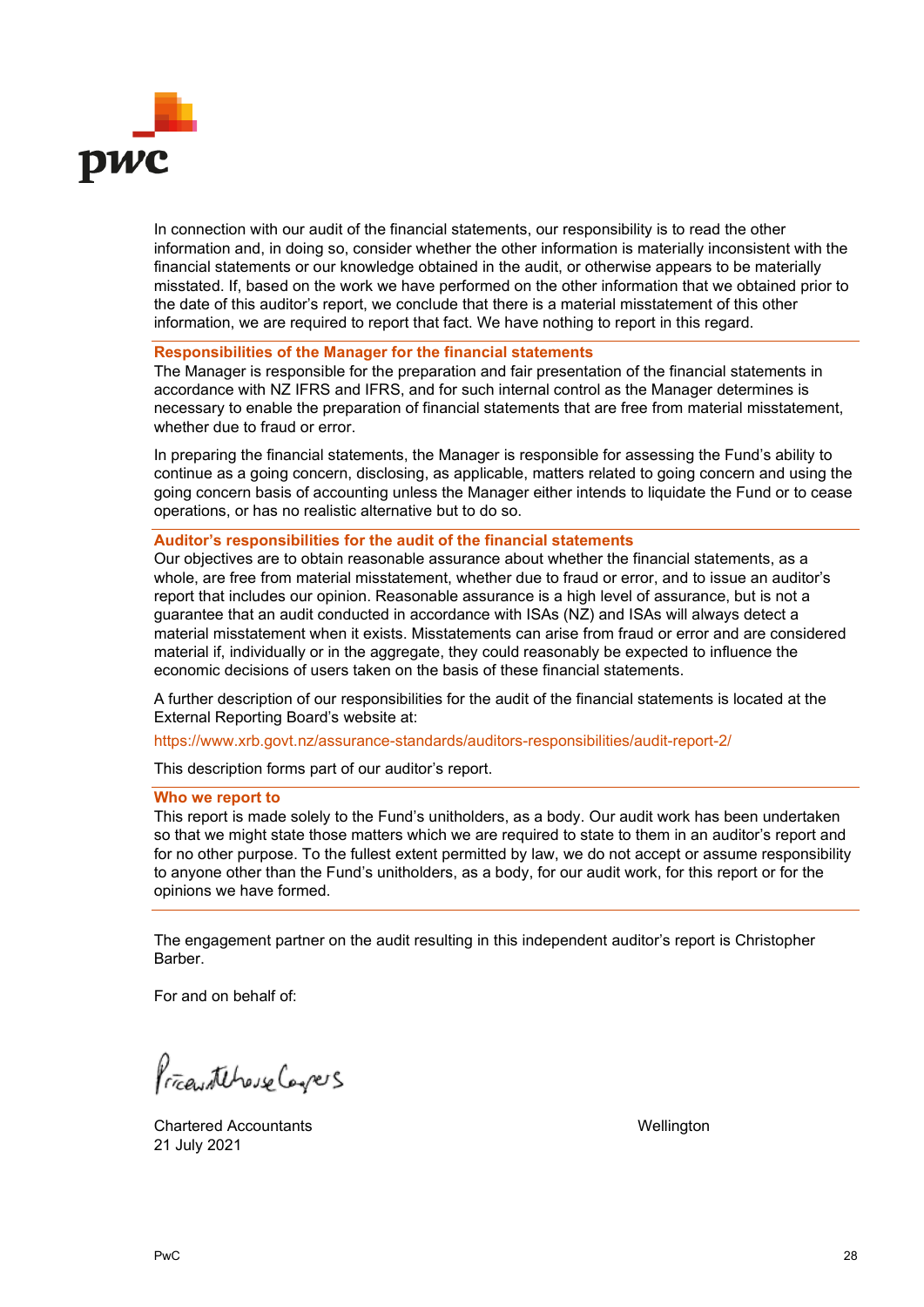In connection with our audit of the financial statements, our responsibility is to read the other information and, in doing so, consider whether the other information is materially inconsistent with the financial statements or our knowledge obtained in the audit, or otherwise appears to be materially misstated. If, based on the work we have performed on the other information that we obtained prior to the date of this auditor's report, we conclude that there is a material misstatement of this other information, we are required to report that fact. We have nothing to report in this regard.

### Responsibilities of the Manager for the financial statements

The Manager is responsible for the preparation and fair presentation of the financial statements in accordance with NZ IFRS and IFRS, and for such internal control as the Manager determines is necessary to enable the preparation of financial statements that are free from material misstatement, whether due to fraud or error.

In preparing the financial statements, the Manager is responsible for assessing the Fund's ability to continue as a going concern, disclosing, as applicable, matters related to going concern and using the going concern basis of accounting unless the Manager either intends to liquidate the Fund or to cease operations, or has no realistic alternative but to do so.

### Auditor's responsibilities for the audit of the financial statements

Our objectives are to obtain reasonable assurance about whether the financial statements, as a whole, are free from material misstatement, whether due to fraud or error, and to issue an auditor's report that includes our opinion. Reasonable assurance is a high level of assurance, but is not a guarantee that an audit conducted in accordance with ISAs (NZ) and ISAs will always detect a material misstatement when it exists. Misstatements can arise from fraud or error and are considered material if, individually or in the aggregate, they could reasonably be expected to influence the economic decisions of users taken on the basis of these financial statements.

A further description of our responsibilities for the audit of the financial statements is located at the External Reporting Board's website at:

https://www.xrb.govt.nz/assurance-standards/auditors-responsibilities/audit-report-2/

This description forms part of our auditor's report.

### Who we report to

This report is made solely to the Fund's unitholders, as a body. Our audit work has been undertaken so that we might state those matters which we are required to state to them in an auditor's report and for no other purpose. To the fullest extent permitted by law, we do not accept or assume responsibility to anyone other than the Fund's unitholders, as a body, for our audit work, for this report or for the opinions we have formed.

The engagement partner on the audit resulting in this independent auditor's report is Christopher Barber.

For and on behalf of:

PricewaterhouseCoopers

Chartered Accountants
21 July 2021

Wellington